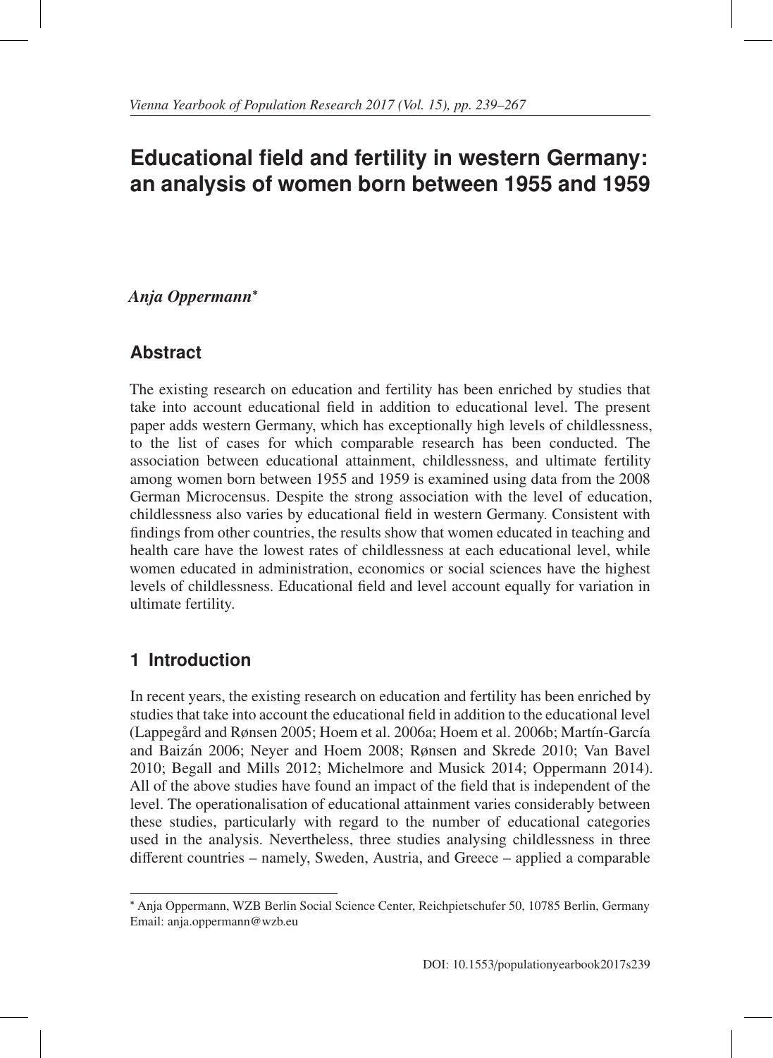# Educational field and fertility in western Germany: an analysis of women born between 1955 and 1959

*Anja Oppermann*[*]

## Abstract

The existing research on education and fertility has been enriched by studies that take into account educational field in addition to educational level. The present paper adds western Germany, which has exceptionally high levels of childlessness, to the list of cases for which comparable research has been conducted. The association between educational attainment, childlessness, and ultimate fertility among women born between 1955 and 1959 is examined using data from the 2008 German Microcensus. Despite the strong association with the level of education, childlessness also varies by educational field in western Germany. Consistent with findings from other countries, the results show that women educated in teaching and health care have the lowest rates of childlessness at each educational level, while women educated in administration, economics or social sciences have the highest levels of childlessness. Educational field and level account equally for variation in ultimate fertility.

## 1 Introduction

In recent years, the existing research on education and fertility has been enriched by studies that take into account the educational field in addition to the educational level (Lappegård and Rønsen 2005; Hoem et al. 2006a; Hoem et al. 2006b; Martín-García and Baizán 2006; Neyer and Hoem 2008; Rønsen and Skrede 2010; Van Bavel 2010; Begall and Mills 2012; Michelmore and Musick 2014; Oppermann 2014). All of the above studies have found an impact of the field that is independent of the level. The operationalisation of educational attainment varies considerably between these studies, particularly with regard to the number of educational categories used in the analysis. Nevertheless, three studies analysing childlessness in three different countries – namely, Sweden, Austria, and Greece – applied a comparable

---

[*] Anja Oppermann, WZB Berlin Social Science Center, Reichpietschufer 50, 10785 Berlin, Germany
Email: anja.oppermann@wzb.eu

DOI: 10.1553/populationyearbook2017s239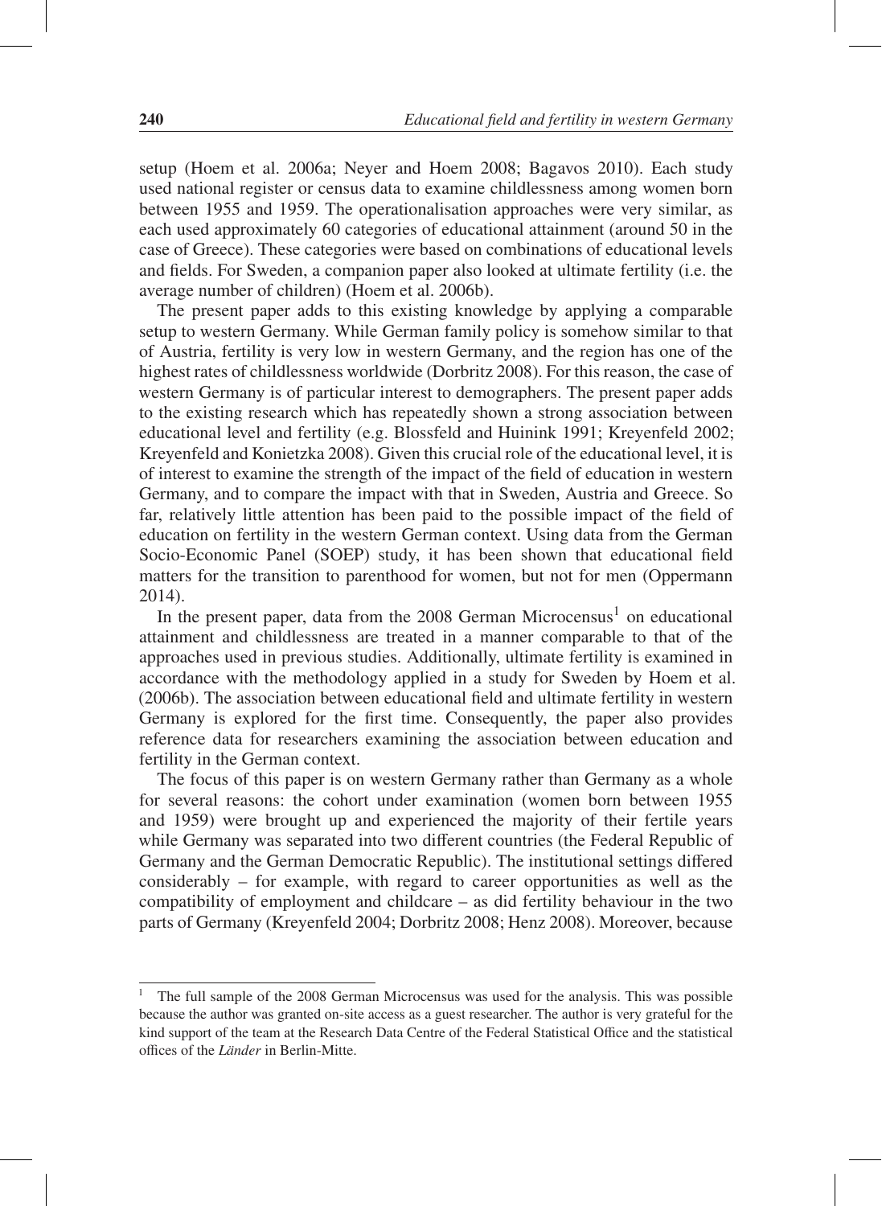setup (Hoem et al. 2006a; Neyer and Hoem 2008; Bagavos 2010). Each study used national register or census data to examine childlessness among women born between 1955 and 1959. The operationalisation approaches were very similar, as each used approximately 60 categories of educational attainment (around 50 in the case of Greece). These categories were based on combinations of educational levels and fields. For Sweden, a companion paper also looked at ultimate fertility (i.e. the average number of children) (Hoem et al. 2006b).

The present paper adds to this existing knowledge by applying a comparable setup to western Germany. While German family policy is somehow similar to that of Austria, fertility is very low in western Germany, and the region has one of the highest rates of childlessness worldwide (Dorbritz 2008). For this reason, the case of western Germany is of particular interest to demographers. The present paper adds to the existing research which has repeatedly shown a strong association between educational level and fertility (e.g. Blossfeld and Huinink 1991; Kreyenfeld 2002; Kreyenfeld and Konietzka 2008). Given this crucial role of the educational level, it is of interest to examine the strength of the impact of the field of education in western Germany, and to compare the impact with that in Sweden, Austria and Greece. So far, relatively little attention has been paid to the possible impact of the field of education on fertility in the western German context. Using data from the German Socio-Economic Panel (SOEP) study, it has been shown that educational field matters for the transition to parenthood for women, but not for men (Oppermann 2014).

In the present paper, data from the 2008 German Microcensus[1] on educational attainment and childlessness are treated in a manner comparable to that of the approaches used in previous studies. Additionally, ultimate fertility is examined in accordance with the methodology applied in a study for Sweden by Hoem et al. (2006b). The association between educational field and ultimate fertility in western Germany is explored for the first time. Consequently, the paper also provides reference data for researchers examining the association between education and fertility in the German context.

The focus of this paper is on western Germany rather than Germany as a whole for several reasons: the cohort under examination (women born between 1955 and 1959) were brought up and experienced the majority of their fertile years while Germany was separated into two different countries (the Federal Republic of Germany and the German Democratic Republic). The institutional settings differed considerably – for example, with regard to career opportunities as well as the compatibility of employment and childcare – as did fertility behaviour in the two parts of Germany (Kreyenfeld 2004; Dorbritz 2008; Henz 2008). Moreover, because

[1] The full sample of the 2008 German Microcensus was used for the analysis. This was possible because the author was granted on-site access as a guest researcher. The author is very grateful for the kind support of the team at the Research Data Centre of the Federal Statistical Office and the statistical offices of the *Länder* in Berlin-Mitte.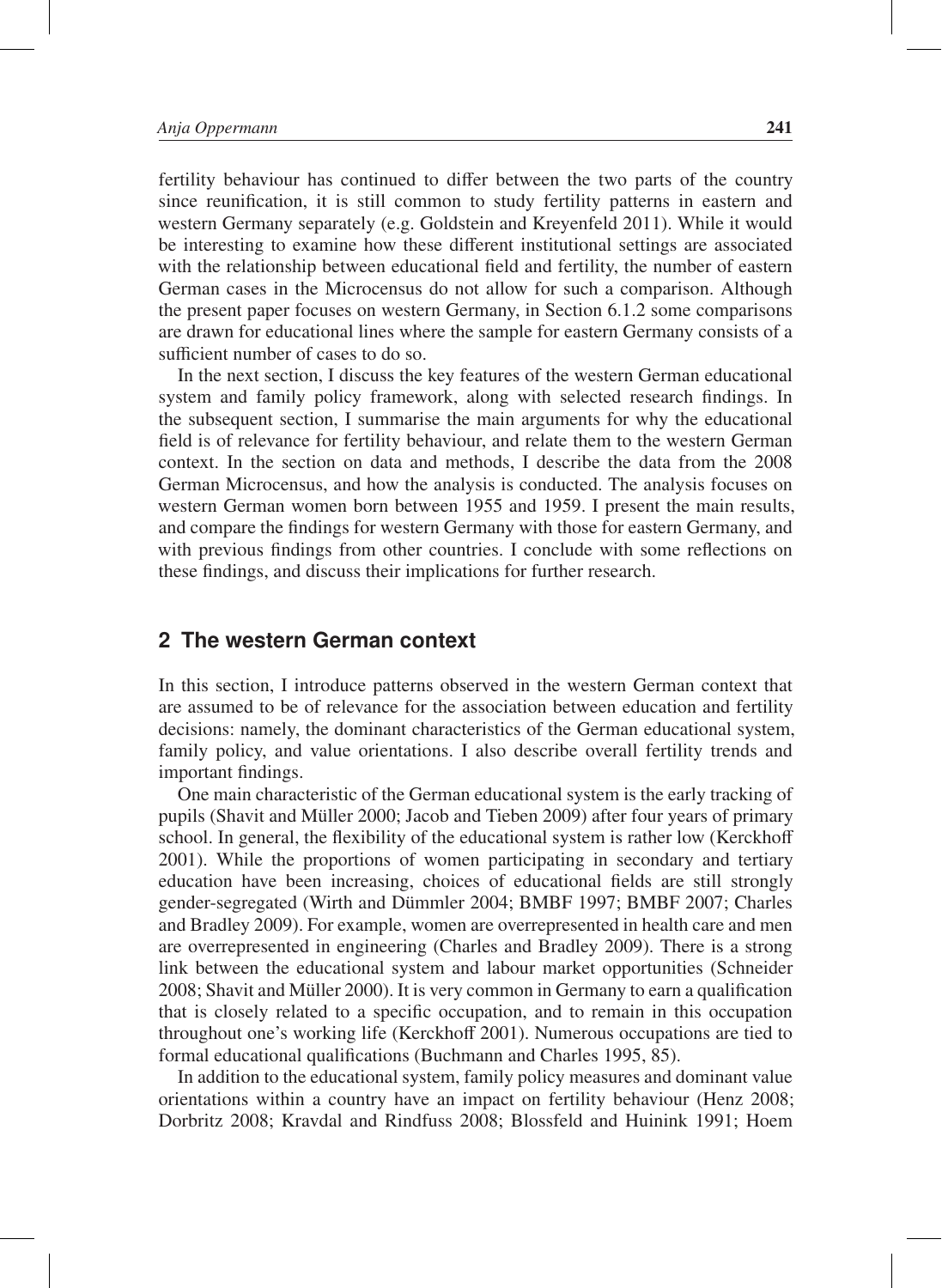fertility behaviour has continued to differ between the two parts of the country since reunification, it is still common to study fertility patterns in eastern and western Germany separately (e.g. Goldstein and Kreyenfeld 2011). While it would be interesting to examine how these different institutional settings are associated with the relationship between educational field and fertility, the number of eastern German cases in the Microcensus do not allow for such a comparison. Although the present paper focuses on western Germany, in Section 6.1.2 some comparisons are drawn for educational lines where the sample for eastern Germany consists of a sufficient number of cases to do so.

In the next section, I discuss the key features of the western German educational system and family policy framework, along with selected research findings. In the subsequent section, I summarise the main arguments for why the educational field is of relevance for fertility behaviour, and relate them to the western German context. In the section on data and methods, I describe the data from the 2008 German Microcensus, and how the analysis is conducted. The analysis focuses on western German women born between 1955 and 1959. I present the main results, and compare the findings for western Germany with those for eastern Germany, and with previous findings from other countries. I conclude with some reflections on these findings, and discuss their implications for further research.

## 2 The western German context

In this section, I introduce patterns observed in the western German context that are assumed to be of relevance for the association between education and fertility decisions: namely, the dominant characteristics of the German educational system, family policy, and value orientations. I also describe overall fertility trends and important findings.

One main characteristic of the German educational system is the early tracking of pupils (Shavit and Müller 2000; Jacob and Tieben 2009) after four years of primary school. In general, the flexibility of the educational system is rather low (Kerckhoff 2001). While the proportions of women participating in secondary and tertiary education have been increasing, choices of educational fields are still strongly gender-segregated (Wirth and Dümmler 2004; BMBF 1997; BMBF 2007; Charles and Bradley 2009). For example, women are overrepresented in health care and men are overrepresented in engineering (Charles and Bradley 2009). There is a strong link between the educational system and labour market opportunities (Schneider 2008; Shavit and Müller 2000). It is very common in Germany to earn a qualification that is closely related to a specific occupation, and to remain in this occupation throughout one's working life (Kerckhoff 2001). Numerous occupations are tied to formal educational qualifications (Buchmann and Charles 1995, 85).

In addition to the educational system, family policy measures and dominant value orientations within a country have an impact on fertility behaviour (Henz 2008; Dorbritz 2008; Kravdal and Rindfuss 2008; Blossfeld and Huinink 1991; Hoem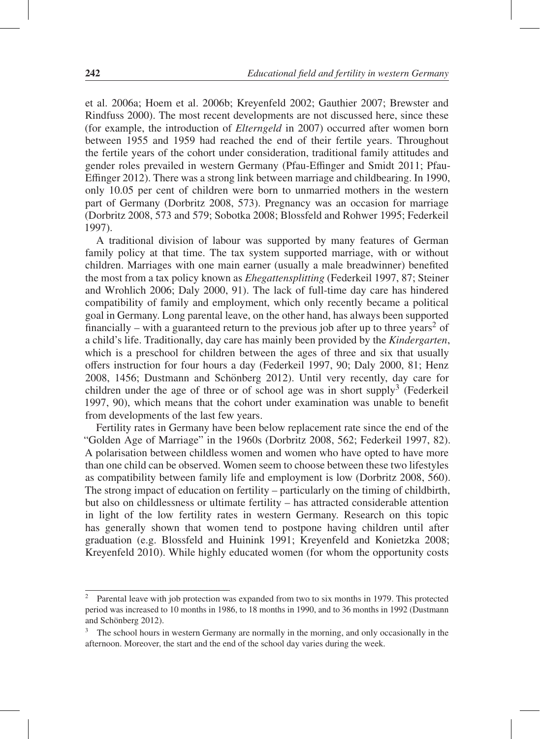et al. 2006a; Hoem et al. 2006b; Kreyenfeld 2002; Gauthier 2007; Brewster and Rindfuss 2000). The most recent developments are not discussed here, since these (for example, the introduction of *Elterngeld* in 2007) occurred after women born between 1955 and 1959 had reached the end of their fertile years. Throughout the fertile years of the cohort under consideration, traditional family attitudes and gender roles prevailed in western Germany (Pfau-Effinger and Smidt 2011; Pfau-Effinger 2012). There was a strong link between marriage and childbearing. In 1990, only 10.05 per cent of children were born to unmarried mothers in the western part of Germany (Dorbritz 2008, 573). Pregnancy was an occasion for marriage (Dorbritz 2008, 573 and 579; Sobotka 2008; Blossfeld and Rohwer 1995; Federkeil 1997).

A traditional division of labour was supported by many features of German family policy at that time. The tax system supported marriage, with or without children. Marriages with one main earner (usually a male breadwinner) benefited the most from a tax policy known as *Ehegattensplitting* (Federkeil 1997, 87; Steiner and Wrohlich 2006; Daly 2000, 91). The lack of full-time day care has hindered compatibility of family and employment, which only recently became a political goal in Germany. Long parental leave, on the other hand, has always been supported financially – with a guaranteed return to the previous job after up to three years[2] of a child's life. Traditionally, day care has mainly been provided by the *Kindergarten*, which is a preschool for children between the ages of three and six that usually offers instruction for four hours a day (Federkeil 1997, 90; Daly 2000, 81; Henz 2008, 1456; Dustmann and Schönberg 2012). Until very recently, day care for children under the age of three or of school age was in short supply[3] (Federkeil 1997, 90), which means that the cohort under examination was unable to benefit from developments of the last few years.

Fertility rates in Germany have been below replacement rate since the end of the "Golden Age of Marriage" in the 1960s (Dorbritz 2008, 562; Federkeil 1997, 82). A polarisation between childless women and women who have opted to have more than one child can be observed. Women seem to choose between these two lifestyles as compatibility between family life and employment is low (Dorbritz 2008, 560). The strong impact of education on fertility – particularly on the timing of childbirth, but also on childlessness or ultimate fertility – has attracted considerable attention in light of the low fertility rates in western Germany. Research on this topic has generally shown that women tend to postpone having children until after graduation (e.g. Blossfeld and Huinink 1991; Kreyenfeld and Konietzka 2008; Kreyenfeld 2010). While highly educated women (for whom the opportunity costs

---

[2] Parental leave with job protection was expanded from two to six months in 1979. This protected period was increased to 10 months in 1986, to 18 months in 1990, and to 36 months in 1992 (Dustmann and Schönberg 2012).

[3] The school hours in western Germany are normally in the morning, and only occasionally in the afternoon. Moreover, the start and the end of the school day varies during the week.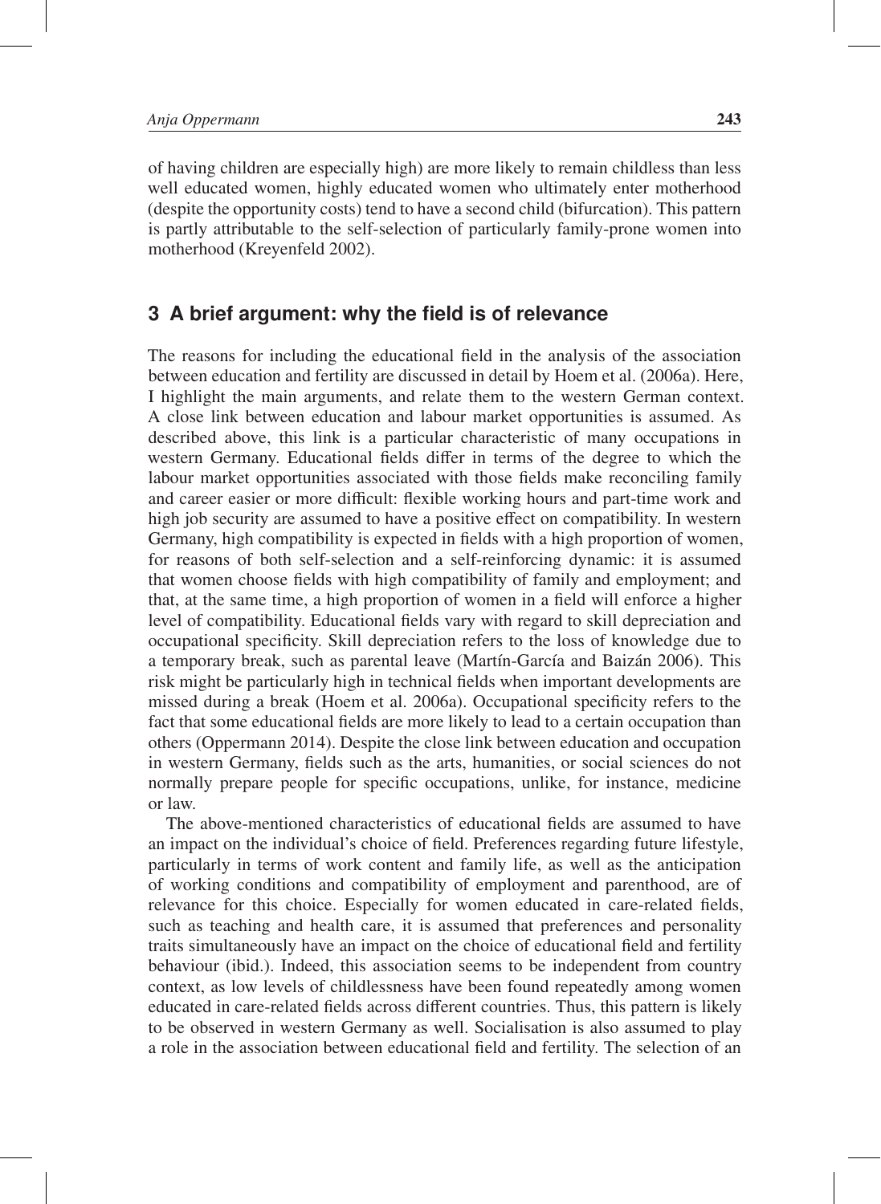of having children are especially high) are more likely to remain childless than less well educated women, highly educated women who ultimately enter motherhood (despite the opportunity costs) tend to have a second child (bifurcation). This pattern is partly attributable to the self-selection of particularly family-prone women into motherhood (Kreyenfeld 2002).

## 3 A brief argument: why the field is of relevance

The reasons for including the educational field in the analysis of the association between education and fertility are discussed in detail by Hoem et al. (2006a). Here, I highlight the main arguments, and relate them to the western German context. A close link between education and labour market opportunities is assumed. As described above, this link is a particular characteristic of many occupations in western Germany. Educational fields differ in terms of the degree to which the labour market opportunities associated with those fields make reconciling family and career easier or more difficult: flexible working hours and part-time work and high job security are assumed to have a positive effect on compatibility. In western Germany, high compatibility is expected in fields with a high proportion of women, for reasons of both self-selection and a self-reinforcing dynamic: it is assumed that women choose fields with high compatibility of family and employment; and that, at the same time, a high proportion of women in a field will enforce a higher level of compatibility. Educational fields vary with regard to skill depreciation and occupational specificity. Skill depreciation refers to the loss of knowledge due to a temporary break, such as parental leave (Martín-García and Baizán 2006). This risk might be particularly high in technical fields when important developments are missed during a break (Hoem et al. 2006a). Occupational specificity refers to the fact that some educational fields are more likely to lead to a certain occupation than others (Oppermann 2014). Despite the close link between education and occupation in western Germany, fields such as the arts, humanities, or social sciences do not normally prepare people for specific occupations, unlike, for instance, medicine or law.

The above-mentioned characteristics of educational fields are assumed to have an impact on the individual's choice of field. Preferences regarding future lifestyle, particularly in terms of work content and family life, as well as the anticipation of working conditions and compatibility of employment and parenthood, are of relevance for this choice. Especially for women educated in care-related fields, such as teaching and health care, it is assumed that preferences and personality traits simultaneously have an impact on the choice of educational field and fertility behaviour (ibid.). Indeed, this association seems to be independent from country context, as low levels of childlessness have been found repeatedly among women educated in care-related fields across different countries. Thus, this pattern is likely to be observed in western Germany as well. Socialisation is also assumed to play a role in the association between educational field and fertility. The selection of an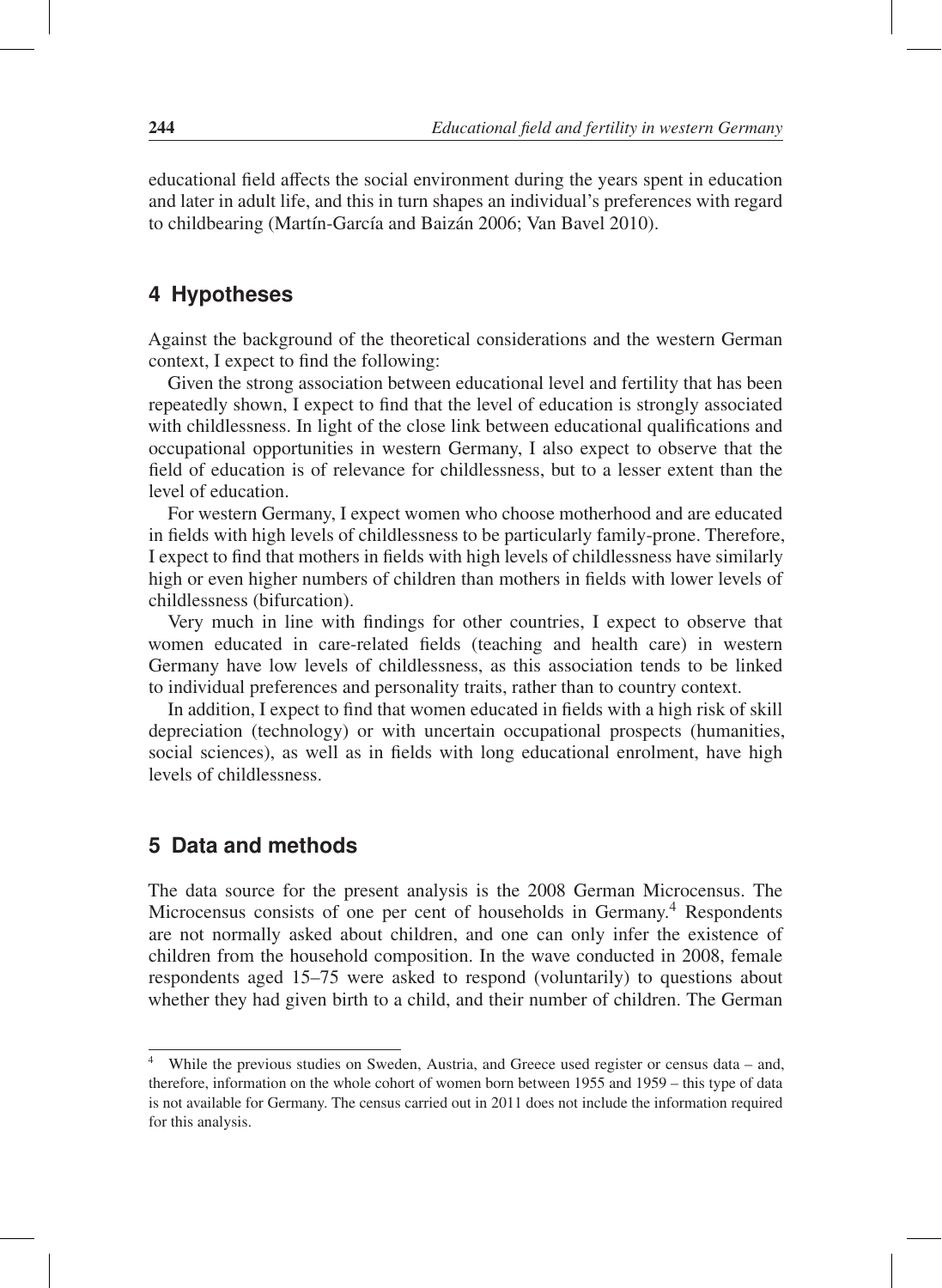educational field affects the social environment during the years spent in education and later in adult life, and this in turn shapes an individual's preferences with regard to childbearing (Martín-García and Baizán 2006; Van Bavel 2010).

## 4 Hypotheses

Against the background of the theoretical considerations and the western German context, I expect to find the following:

Given the strong association between educational level and fertility that has been repeatedly shown, I expect to find that the level of education is strongly associated with childlessness. In light of the close link between educational qualifications and occupational opportunities in western Germany, I also expect to observe that the field of education is of relevance for childlessness, but to a lesser extent than the level of education.

For western Germany, I expect women who choose motherhood and are educated in fields with high levels of childlessness to be particularly family-prone. Therefore, I expect to find that mothers in fields with high levels of childlessness have similarly high or even higher numbers of children than mothers in fields with lower levels of childlessness (bifurcation).

Very much in line with findings for other countries, I expect to observe that women educated in care-related fields (teaching and health care) in western Germany have low levels of childlessness, as this association tends to be linked to individual preferences and personality traits, rather than to country context.

In addition, I expect to find that women educated in fields with a high risk of skill depreciation (technology) or with uncertain occupational prospects (humanities, social sciences), as well as in fields with long educational enrolment, have high levels of childlessness.

## 5 Data and methods

The data source for the present analysis is the 2008 German Microcensus. The Microcensus consists of one per cent of households in Germany.[4] Respondents are not normally asked about children, and one can only infer the existence of children from the household composition. In the wave conducted in 2008, female respondents aged 15–75 were asked to respond (voluntarily) to questions about whether they had given birth to a child, and their number of children. The German

[4] While the previous studies on Sweden, Austria, and Greece used register or census data – and, therefore, information on the whole cohort of women born between 1955 and 1959 – this type of data is not available for Germany. The census carried out in 2011 does not include the information required for this analysis.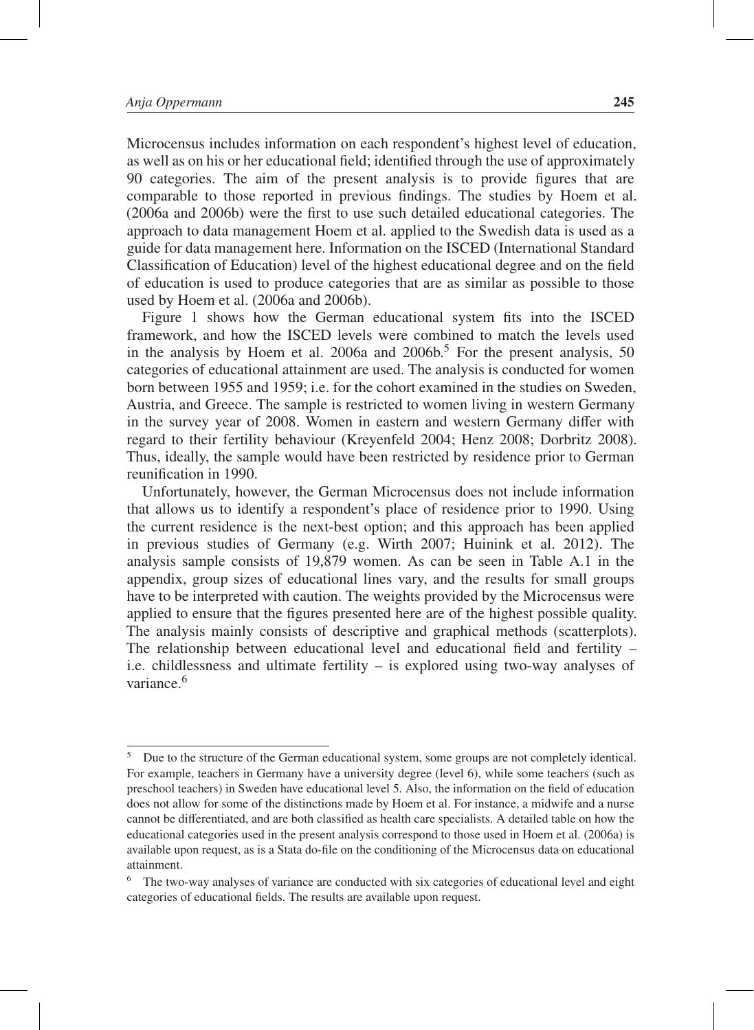Microcensus includes information on each respondent's highest level of education, as well as on his or her educational field; identified through the use of approximately 90 categories. The aim of the present analysis is to provide figures that are comparable to those reported in previous findings. The studies by Hoem et al. (2006a and 2006b) were the first to use such detailed educational categories. The approach to data management Hoem et al. applied to the Swedish data is used as a guide for data management here. Information on the ISCED (International Standard Classification of Education) level of the highest educational degree and on the field of education is used to produce categories that are as similar as possible to those used by Hoem et al. (2006a and 2006b).

Figure 1 shows how the German educational system fits into the ISCED framework, and how the ISCED levels were combined to match the levels used in the analysis by Hoem et al. 2006a and 2006b.[5] For the present analysis, 50 categories of educational attainment are used. The analysis is conducted for women born between 1955 and 1959; i.e. for the cohort examined in the studies on Sweden, Austria, and Greece. The sample is restricted to women living in western Germany in the survey year of 2008. Women in eastern and western Germany differ with regard to their fertility behaviour (Kreyenfeld 2004; Henz 2008; Dorbritz 2008). Thus, ideally, the sample would have been restricted by residence prior to German reunification in 1990.

Unfortunately, however, the German Microcensus does not include information that allows us to identify a respondent's place of residence prior to 1990. Using the current residence is the next-best option; and this approach has been applied in previous studies of Germany (e.g. Wirth 2007; Huinink et al. 2012). The analysis sample consists of 19,879 women. As can be seen in Table A.1 in the appendix, group sizes of educational lines vary, and the results for small groups have to be interpreted with caution. The weights provided by the Microcensus were applied to ensure that the figures presented here are of the highest possible quality. The analysis mainly consists of descriptive and graphical methods (scatterplots). The relationship between educational level and educational field and fertility – i.e. childlessness and ultimate fertility – is explored using two-way analyses of variance.[6]

---

[5] Due to the structure of the German educational system, some groups are not completely identical. For example, teachers in Germany have a university degree (level 6), while some teachers (such as preschool teachers) in Sweden have educational level 5. Also, the information on the field of education does not allow for some of the distinctions made by Hoem et al. For instance, a midwife and a nurse cannot be differentiated, and are both classified as health care specialists. A detailed table on how the educational categories used in the present analysis correspond to those used in Hoem et al. (2006a) is available upon request, as is a Stata do-file on the conditioning of the Microcensus data on educational attainment.

[6] The two-way analyses of variance are conducted with six categories of educational level and eight categories of educational fields. The results are available upon request.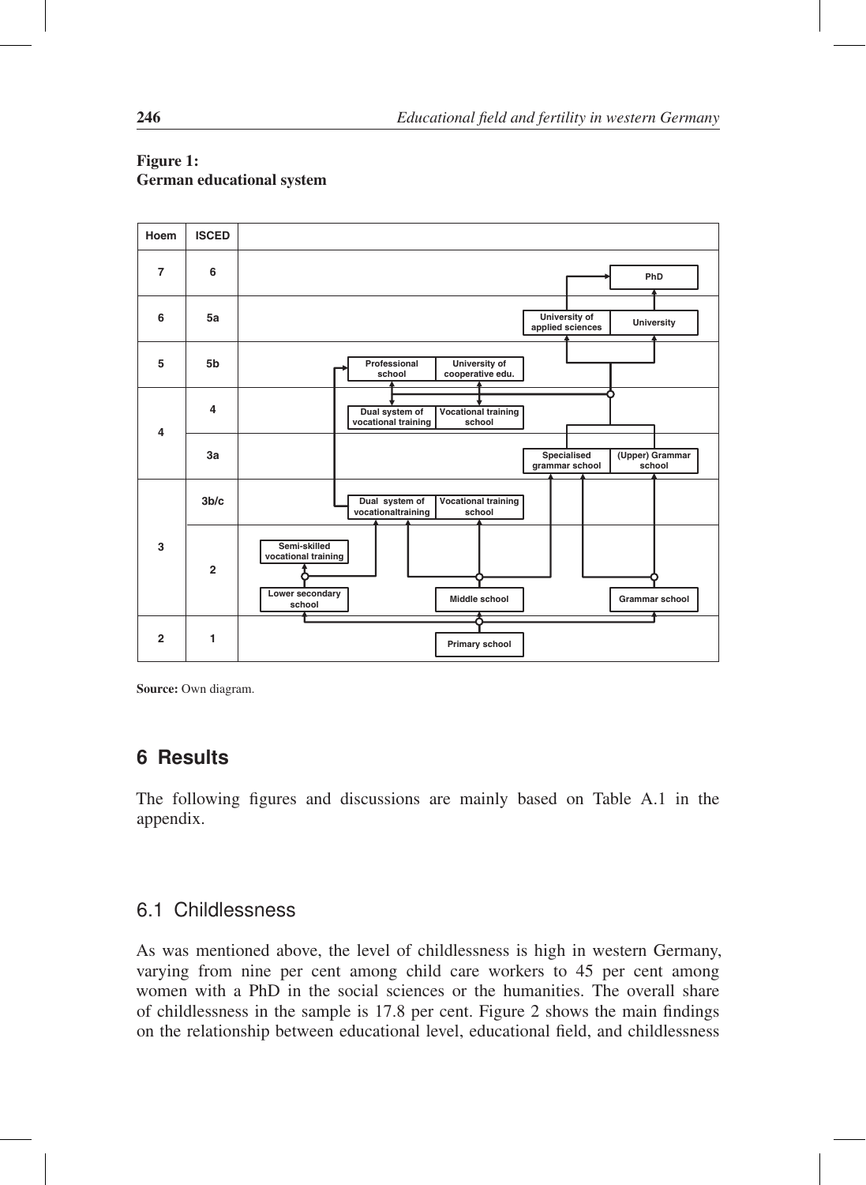**Figure 1:**
**German educational system**

| Hoem | ISCED | |
|---|---|---|
| 7 | 6 | PhD |
| 6 | 5a | University of applied sciences; University |
| 5 | 5b | Professional school; University of cooperative edu. |
| 4 | 4 | Dual system of vocational training; Vocational training school |
| | 3a | Specialised grammar school; (Upper) Grammar school |
| 3 | 3b/c | Dual system of vocationaltraining; Vocational training school |
| | 2 | Semi-skilled vocational training; Lower secondary school; Middle school; Grammar school |
| 2 | 1 | Primary school |

**Source:** Own diagram.

## 6 Results

The following figures and discussions are mainly based on Table A.1 in the appendix.

### 6.1 Childlessness

As was mentioned above, the level of childlessness is high in western Germany, varying from nine per cent among child care workers to 45 per cent among women with a PhD in the social sciences or the humanities. The overall share of childlessness in the sample is 17.8 per cent. Figure 2 shows the main findings on the relationship between educational level, educational field, and childlessness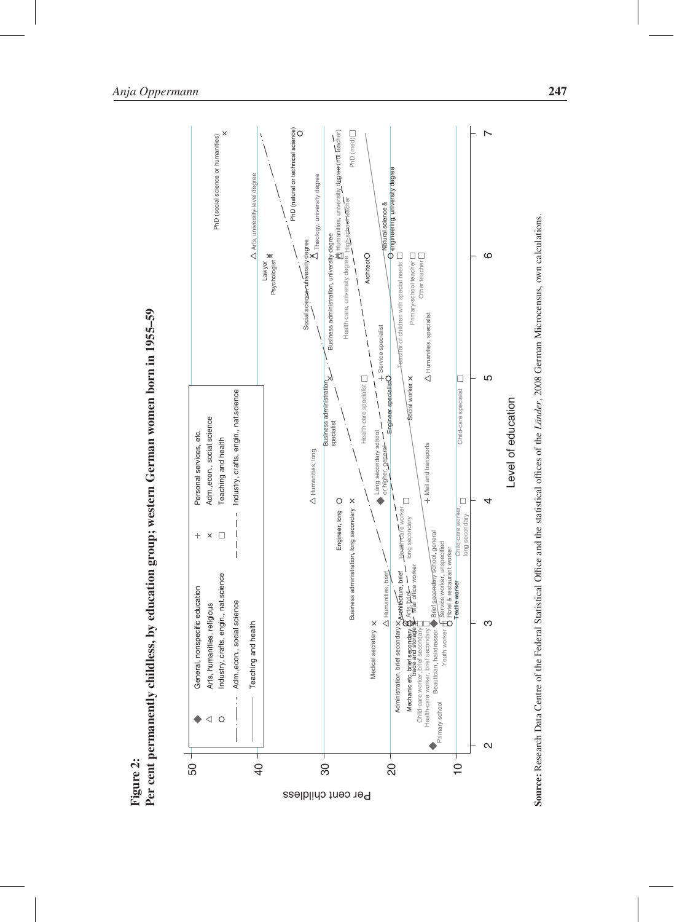**Figure 2:**
**Per cent permanently childless, by education group; western German women born in 1955–59**

**Source:** Research Data Centre of the Federal Statistical Office and the statistical offices of the *Länder*, 2008 German Microcensus, own calculations.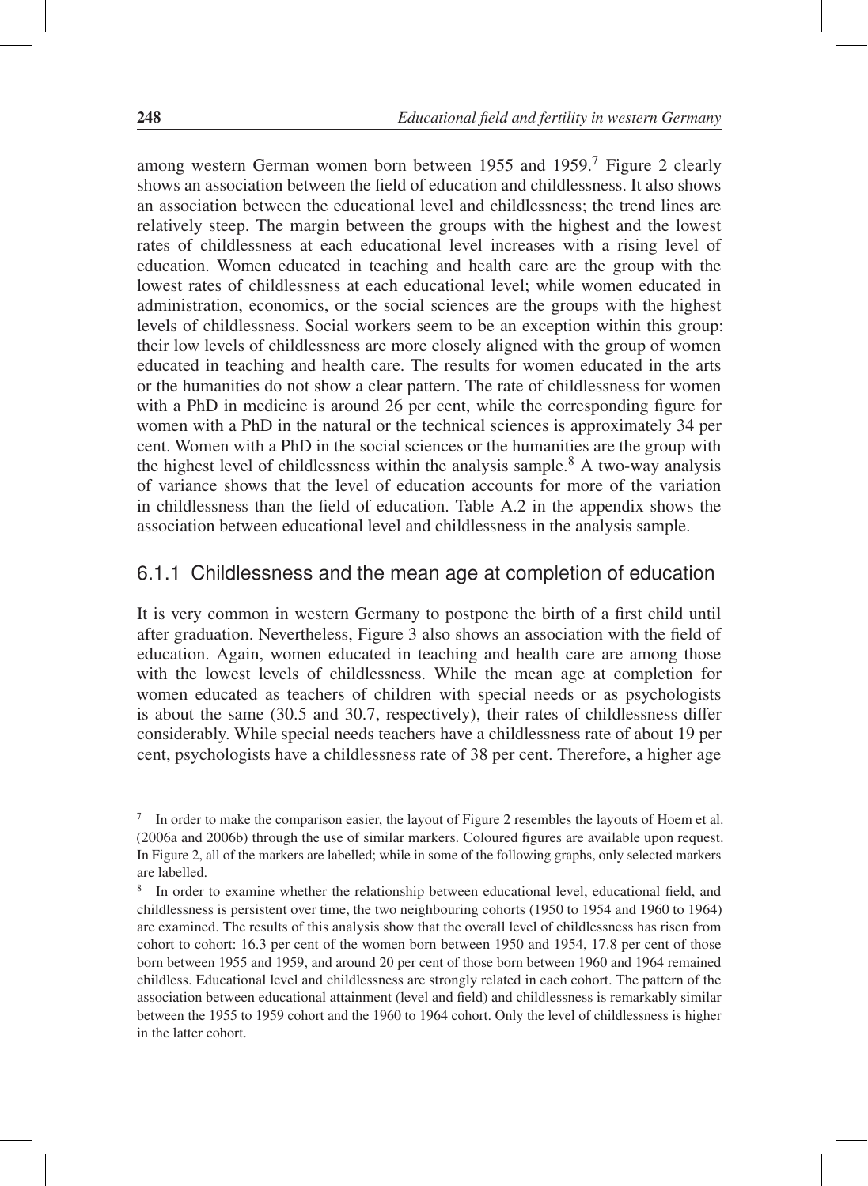among western German women born between 1955 and 1959.[7] Figure 2 clearly shows an association between the field of education and childlessness. It also shows an association between the educational level and childlessness; the trend lines are relatively steep. The margin between the groups with the highest and the lowest rates of childlessness at each educational level increases with a rising level of education. Women educated in teaching and health care are the group with the lowest rates of childlessness at each educational level; while women educated in administration, economics, or the social sciences are the groups with the highest levels of childlessness. Social workers seem to be an exception within this group: their low levels of childlessness are more closely aligned with the group of women educated in teaching and health care. The results for women educated in the arts or the humanities do not show a clear pattern. The rate of childlessness for women with a PhD in medicine is around 26 per cent, while the corresponding figure for women with a PhD in the natural or the technical sciences is approximately 34 per cent. Women with a PhD in the social sciences or the humanities are the group with the highest level of childlessness within the analysis sample.[8] A two-way analysis of variance shows that the level of education accounts for more of the variation in childlessness than the field of education. Table A.2 in the appendix shows the association between educational level and childlessness in the analysis sample.

### 6.1.1 Childlessness and the mean age at completion of education

It is very common in western Germany to postpone the birth of a first child until after graduation. Nevertheless, Figure 3 also shows an association with the field of education. Again, women educated in teaching and health care are among those with the lowest levels of childlessness. While the mean age at completion for women educated as teachers of children with special needs or as psychologists is about the same (30.5 and 30.7, respectively), their rates of childlessness differ considerably. While special needs teachers have a childlessness rate of about 19 per cent, psychologists have a childlessness rate of 38 per cent. Therefore, a higher age

---

[7] In order to make the comparison easier, the layout of Figure 2 resembles the layouts of Hoem et al. (2006a and 2006b) through the use of similar markers. Coloured figures are available upon request. In Figure 2, all of the markers are labelled; while in some of the following graphs, only selected markers are labelled.

[8] In order to examine whether the relationship between educational level, educational field, and childlessness is persistent over time, the two neighbouring cohorts (1950 to 1954 and 1960 to 1964) are examined. The results of this analysis show that the overall level of childlessness has risen from cohort to cohort: 16.3 per cent of the women born between 1950 and 1954, 17.8 per cent of those born between 1955 and 1959, and around 20 per cent of those born between 1960 and 1964 remained childless. Educational level and childlessness are strongly related in each cohort. The pattern of the association between educational attainment (level and field) and childlessness is remarkably similar between the 1955 to 1959 cohort and the 1960 to 1964 cohort. Only the level of childlessness is higher in the latter cohort.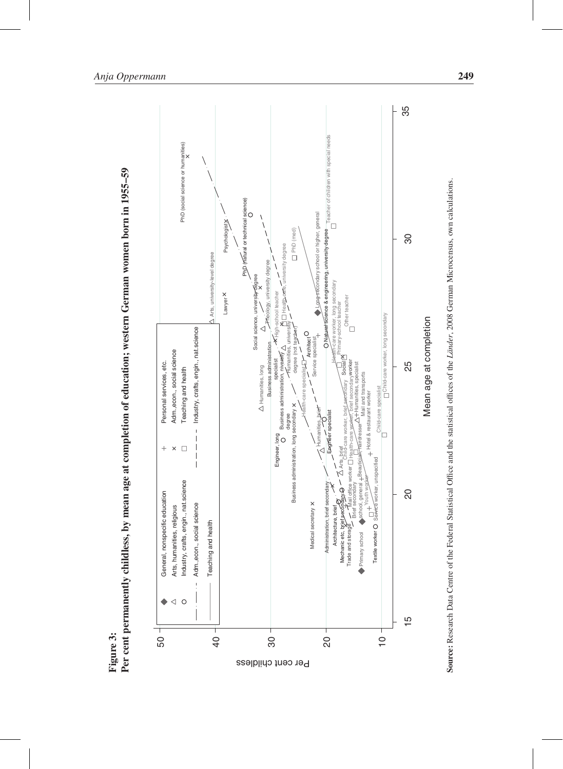**Figure 3:**
**Per cent permanently childless, by mean age at completion of education; western German women born in 1955–59**

**Source:** Research Data Centre of the Federal Statistical Office and the statistical offices of the *Länder*, 2008 German Microcensus, own calculations.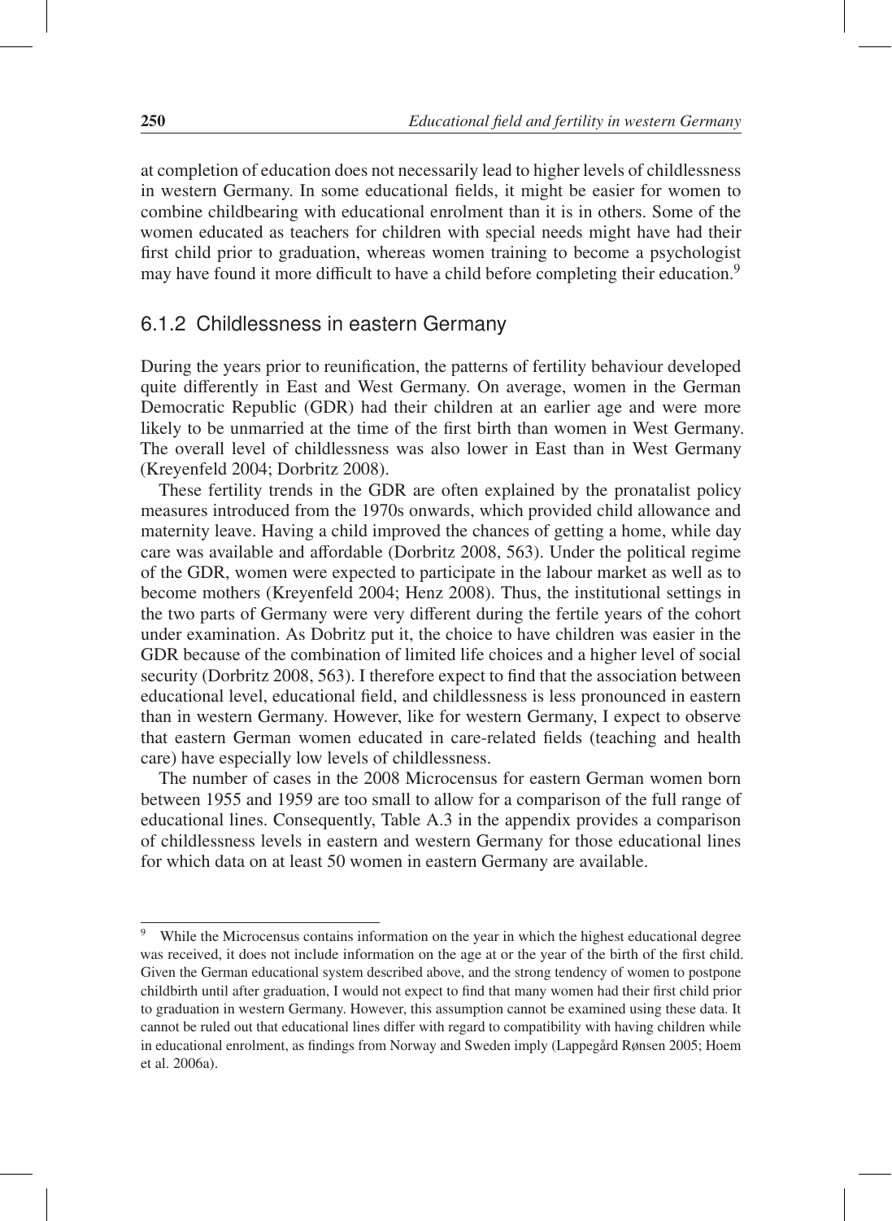at completion of education does not necessarily lead to higher levels of childlessness in western Germany. In some educational fields, it might be easier for women to combine childbearing with educational enrolment than it is in others. Some of the women educated as teachers for children with special needs might have had their first child prior to graduation, whereas women training to become a psychologist may have found it more difficult to have a child before completing their education.[9]

### 6.1.2 Childlessness in eastern Germany

During the years prior to reunification, the patterns of fertility behaviour developed quite differently in East and West Germany. On average, women in the German Democratic Republic (GDR) had their children at an earlier age and were more likely to be unmarried at the time of the first birth than women in West Germany. The overall level of childlessness was also lower in East than in West Germany (Kreyenfeld 2004; Dorbritz 2008).

These fertility trends in the GDR are often explained by the pronatalist policy measures introduced from the 1970s onwards, which provided child allowance and maternity leave. Having a child improved the chances of getting a home, while day care was available and affordable (Dorbritz 2008, 563). Under the political regime of the GDR, women were expected to participate in the labour market as well as to become mothers (Kreyenfeld 2004; Henz 2008). Thus, the institutional settings in the two parts of Germany were very different during the fertile years of the cohort under examination. As Dobritz put it, the choice to have children was easier in the GDR because of the combination of limited life choices and a higher level of social security (Dorbritz 2008, 563). I therefore expect to find that the association between educational level, educational field, and childlessness is less pronounced in eastern than in western Germany. However, like for western Germany, I expect to observe that eastern German women educated in care-related fields (teaching and health care) have especially low levels of childlessness.

The number of cases in the 2008 Microcensus for eastern German women born between 1955 and 1959 are too small to allow for a comparison of the full range of educational lines. Consequently, Table A.3 in the appendix provides a comparison of childlessness levels in eastern and western Germany for those educational lines for which data on at least 50 women in eastern Germany are available.

---

[9] While the Microcensus contains information on the year in which the highest educational degree was received, it does not include information on the age at or the year of the birth of the first child. Given the German educational system described above, and the strong tendency of women to postpone childbirth until after graduation, I would not expect to find that many women had their first child prior to graduation in western Germany. However, this assumption cannot be examined using these data. It cannot be ruled out that educational lines differ with regard to compatibility with having children while in educational enrolment, as findings from Norway and Sweden imply (Lappegård Rønsen 2005; Hoem et al. 2006a).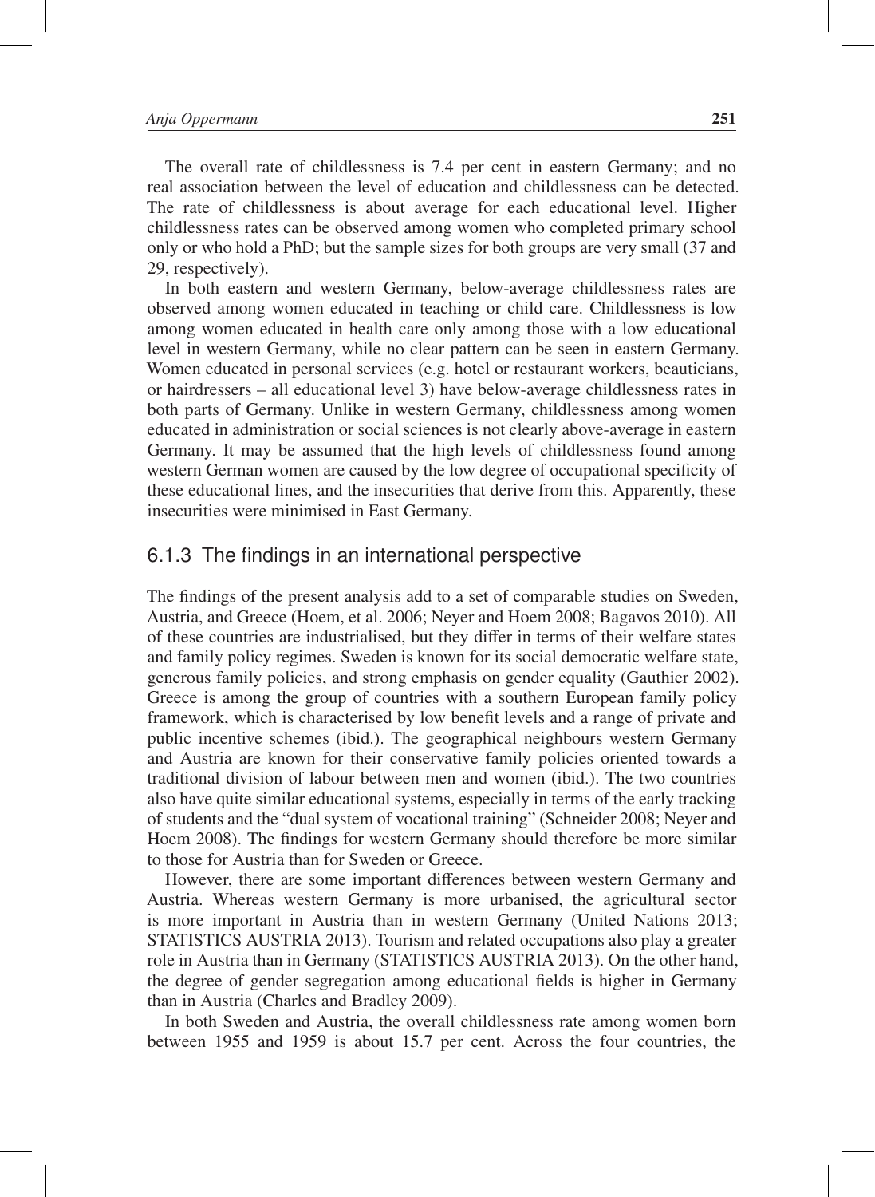The overall rate of childlessness is 7.4 per cent in eastern Germany; and no real association between the level of education and childlessness can be detected. The rate of childlessness is about average for each educational level. Higher childlessness rates can be observed among women who completed primary school only or who hold a PhD; but the sample sizes for both groups are very small (37 and 29, respectively).

In both eastern and western Germany, below-average childlessness rates are observed among women educated in teaching or child care. Childlessness is low among women educated in health care only among those with a low educational level in western Germany, while no clear pattern can be seen in eastern Germany. Women educated in personal services (e.g. hotel or restaurant workers, beauticians, or hairdressers – all educational level 3) have below-average childlessness rates in both parts of Germany. Unlike in western Germany, childlessness among women educated in administration or social sciences is not clearly above-average in eastern Germany. It may be assumed that the high levels of childlessness found among western German women are caused by the low degree of occupational specificity of these educational lines, and the insecurities that derive from this. Apparently, these insecurities were minimised in East Germany.

### 6.1.3 The findings in an international perspective

The findings of the present analysis add to a set of comparable studies on Sweden, Austria, and Greece (Hoem, et al. 2006; Neyer and Hoem 2008; Bagavos 2010). All of these countries are industrialised, but they differ in terms of their welfare states and family policy regimes. Sweden is known for its social democratic welfare state, generous family policies, and strong emphasis on gender equality (Gauthier 2002). Greece is among the group of countries with a southern European family policy framework, which is characterised by low benefit levels and a range of private and public incentive schemes (ibid.). The geographical neighbours western Germany and Austria are known for their conservative family policies oriented towards a traditional division of labour between men and women (ibid.). The two countries also have quite similar educational systems, especially in terms of the early tracking of students and the "dual system of vocational training" (Schneider 2008; Neyer and Hoem 2008). The findings for western Germany should therefore be more similar to those for Austria than for Sweden or Greece.

However, there are some important differences between western Germany and Austria. Whereas western Germany is more urbanised, the agricultural sector is more important in Austria than in western Germany (United Nations 2013; STATISTICS AUSTRIA 2013). Tourism and related occupations also play a greater role in Austria than in Germany (STATISTICS AUSTRIA 2013). On the other hand, the degree of gender segregation among educational fields is higher in Germany than in Austria (Charles and Bradley 2009).

In both Sweden and Austria, the overall childlessness rate among women born between 1955 and 1959 is about 15.7 per cent. Across the four countries, the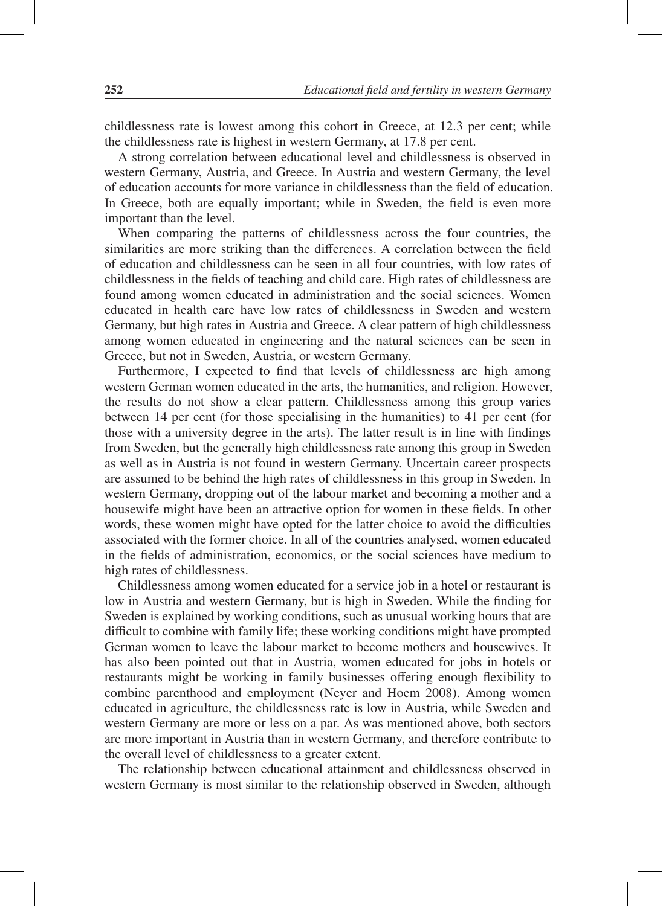childlessness rate is lowest among this cohort in Greece, at 12.3 per cent; while the childlessness rate is highest in western Germany, at 17.8 per cent.

A strong correlation between educational level and childlessness is observed in western Germany, Austria, and Greece. In Austria and western Germany, the level of education accounts for more variance in childlessness than the field of education. In Greece, both are equally important; while in Sweden, the field is even more important than the level.

When comparing the patterns of childlessness across the four countries, the similarities are more striking than the differences. A correlation between the field of education and childlessness can be seen in all four countries, with low rates of childlessness in the fields of teaching and child care. High rates of childlessness are found among women educated in administration and the social sciences. Women educated in health care have low rates of childlessness in Sweden and western Germany, but high rates in Austria and Greece. A clear pattern of high childlessness among women educated in engineering and the natural sciences can be seen in Greece, but not in Sweden, Austria, or western Germany.

Furthermore, I expected to find that levels of childlessness are high among western German women educated in the arts, the humanities, and religion. However, the results do not show a clear pattern. Childlessness among this group varies between 14 per cent (for those specialising in the humanities) to 41 per cent (for those with a university degree in the arts). The latter result is in line with findings from Sweden, but the generally high childlessness rate among this group in Sweden as well as in Austria is not found in western Germany. Uncertain career prospects are assumed to be behind the high rates of childlessness in this group in Sweden. In western Germany, dropping out of the labour market and becoming a mother and a housewife might have been an attractive option for women in these fields. In other words, these women might have opted for the latter choice to avoid the difficulties associated with the former choice. In all of the countries analysed, women educated in the fields of administration, economics, or the social sciences have medium to high rates of childlessness.

Childlessness among women educated for a service job in a hotel or restaurant is low in Austria and western Germany, but is high in Sweden. While the finding for Sweden is explained by working conditions, such as unusual working hours that are difficult to combine with family life; these working conditions might have prompted German women to leave the labour market to become mothers and housewives. It has also been pointed out that in Austria, women educated for jobs in hotels or restaurants might be working in family businesses offering enough flexibility to combine parenthood and employment (Neyer and Hoem 2008). Among women educated in agriculture, the childlessness rate is low in Austria, while Sweden and western Germany are more or less on a par. As was mentioned above, both sectors are more important in Austria than in western Germany, and therefore contribute to the overall level of childlessness to a greater extent.

The relationship between educational attainment and childlessness observed in western Germany is most similar to the relationship observed in Sweden, although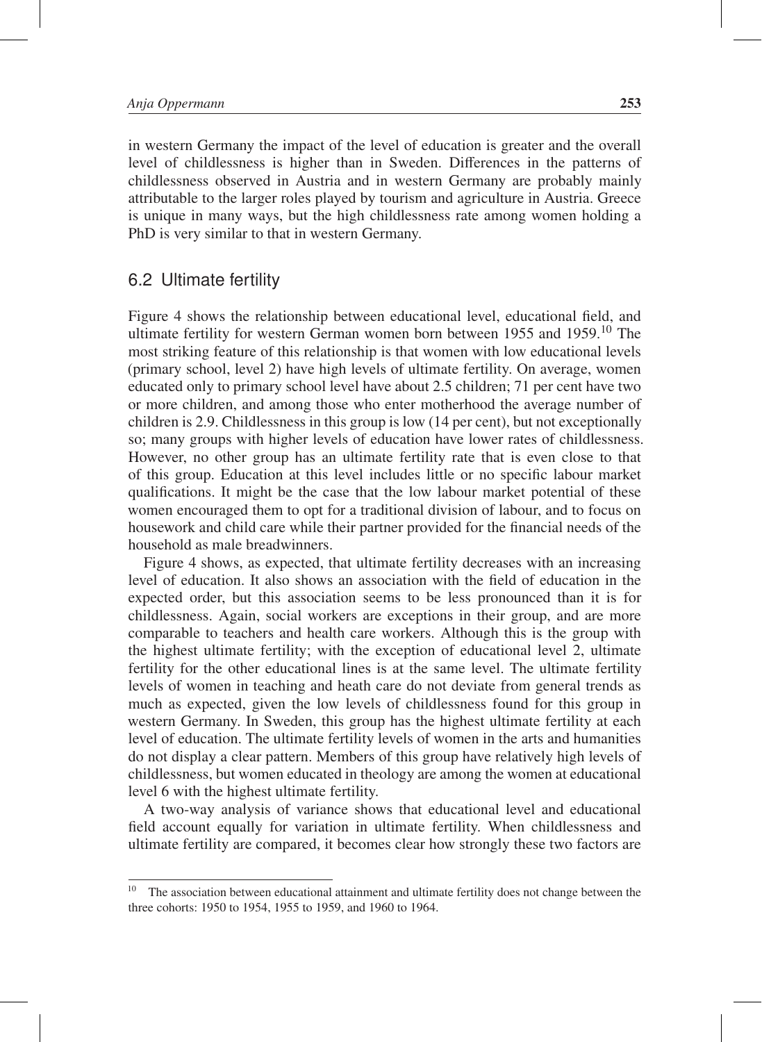in western Germany the impact of the level of education is greater and the overall level of childlessness is higher than in Sweden. Differences in the patterns of childlessness observed in Austria and in western Germany are probably mainly attributable to the larger roles played by tourism and agriculture in Austria. Greece is unique in many ways, but the high childlessness rate among women holding a PhD is very similar to that in western Germany.

## 6.2 Ultimate fertility

Figure 4 shows the relationship between educational level, educational field, and ultimate fertility for western German women born between 1955 and 1959.[10] The most striking feature of this relationship is that women with low educational levels (primary school, level 2) have high levels of ultimate fertility. On average, women educated only to primary school level have about 2.5 children; 71 per cent have two or more children, and among those who enter motherhood the average number of children is 2.9. Childlessness in this group is low (14 per cent), but not exceptionally so; many groups with higher levels of education have lower rates of childlessness. However, no other group has an ultimate fertility rate that is even close to that of this group. Education at this level includes little or no specific labour market qualifications. It might be the case that the low labour market potential of these women encouraged them to opt for a traditional division of labour, and to focus on housework and child care while their partner provided for the financial needs of the household as male breadwinners.

Figure 4 shows, as expected, that ultimate fertility decreases with an increasing level of education. It also shows an association with the field of education in the expected order, but this association seems to be less pronounced than it is for childlessness. Again, social workers are exceptions in their group, and are more comparable to teachers and health care workers. Although this is the group with the highest ultimate fertility; with the exception of educational level 2, ultimate fertility for the other educational lines is at the same level. The ultimate fertility levels of women in teaching and heath care do not deviate from general trends as much as expected, given the low levels of childlessness found for this group in western Germany. In Sweden, this group has the highest ultimate fertility at each level of education. The ultimate fertility levels of women in the arts and humanities do not display a clear pattern. Members of this group have relatively high levels of childlessness, but women educated in theology are among the women at educational level 6 with the highest ultimate fertility.

A two-way analysis of variance shows that educational level and educational field account equally for variation in ultimate fertility. When childlessness and ultimate fertility are compared, it becomes clear how strongly these two factors are

[10] The association between educational attainment and ultimate fertility does not change between the three cohorts: 1950 to 1954, 1955 to 1959, and 1960 to 1964.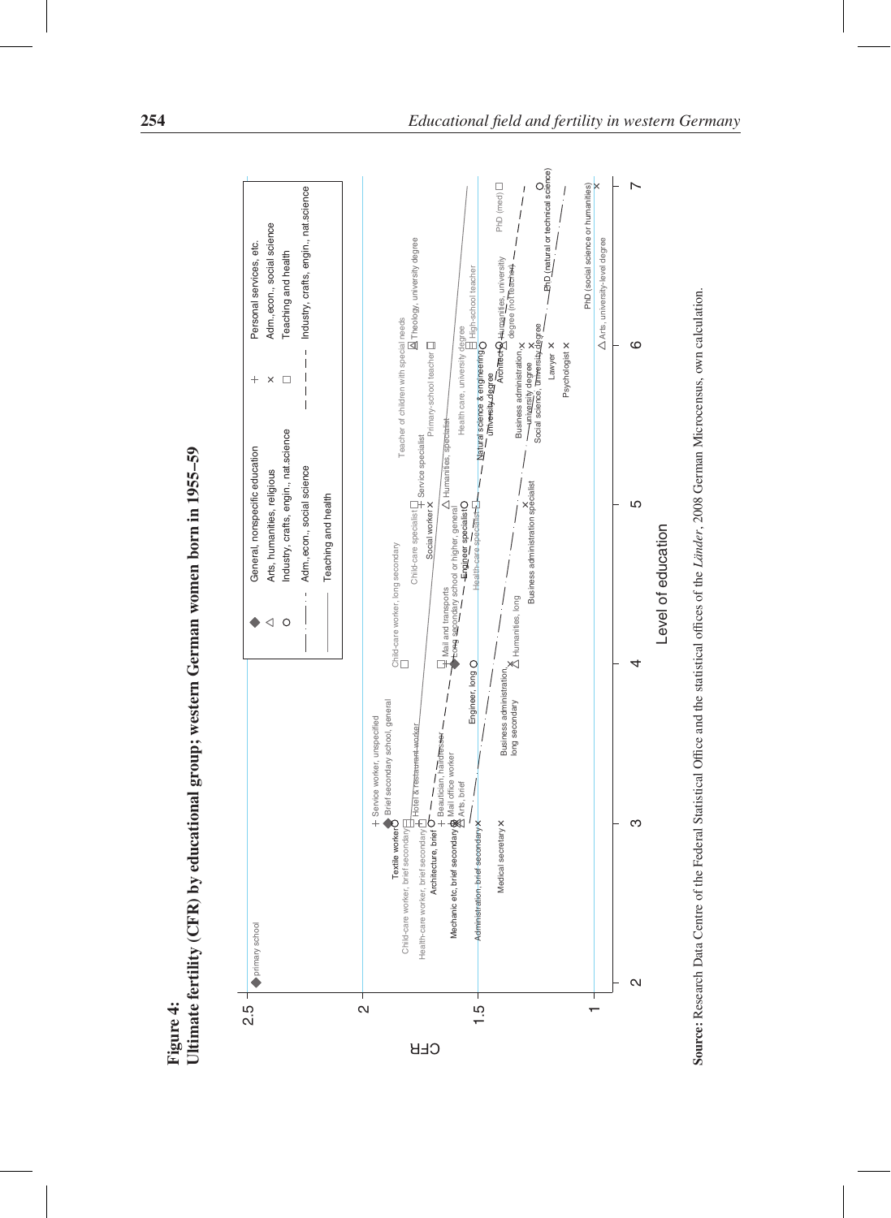**Figure 4:**
**Ultimate fertility (CFR) by educational group; western German women born in 1955–59**

**Source:** Research Data Centre of the Federal Statistical Office and the statistical offices of the *Länder*, 2008 German Microcensus, own calculation.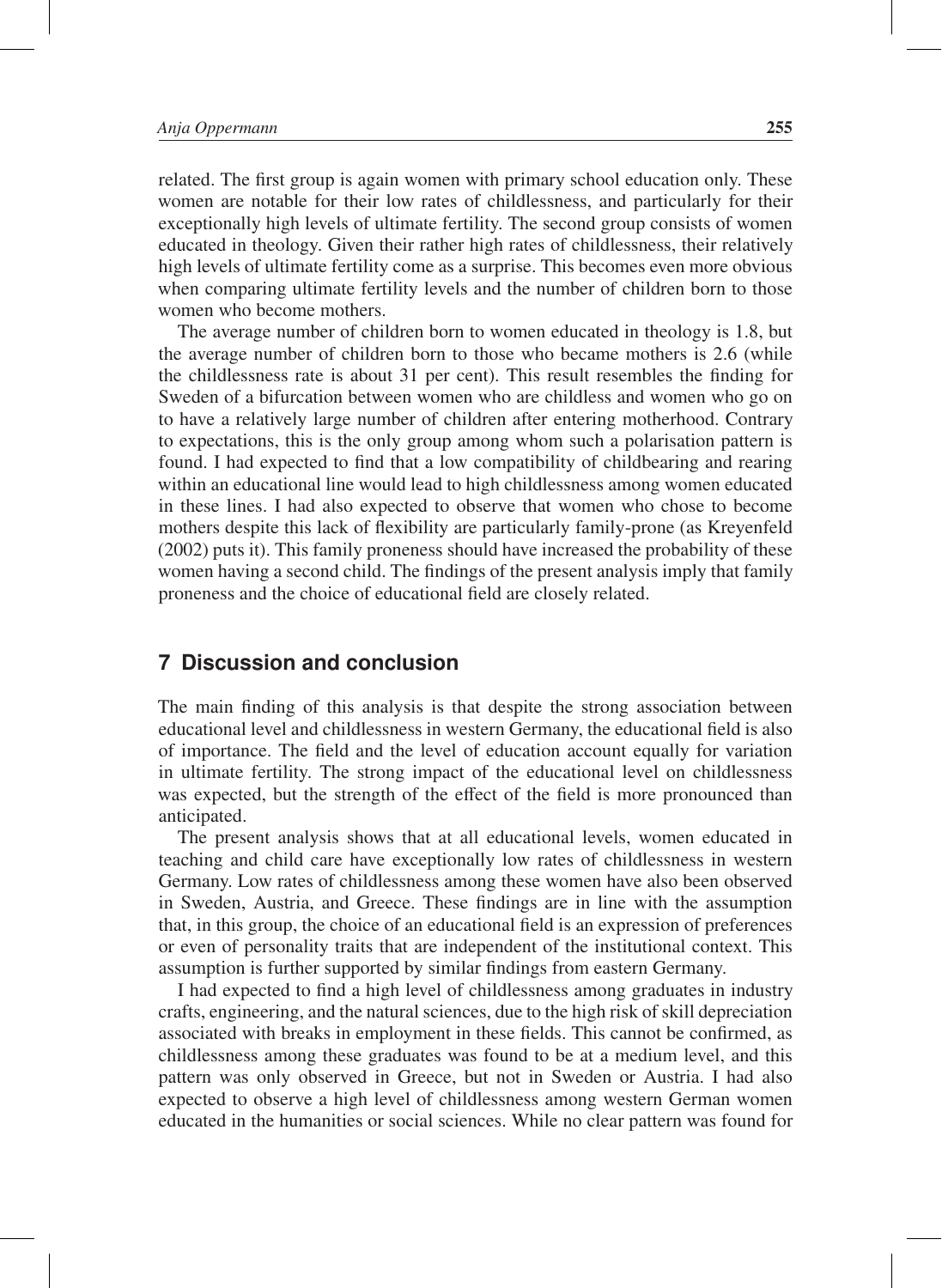related. The first group is again women with primary school education only. These women are notable for their low rates of childlessness, and particularly for their exceptionally high levels of ultimate fertility. The second group consists of women educated in theology. Given their rather high rates of childlessness, their relatively high levels of ultimate fertility come as a surprise. This becomes even more obvious when comparing ultimate fertility levels and the number of children born to those women who become mothers.

The average number of children born to women educated in theology is 1.8, but the average number of children born to those who became mothers is 2.6 (while the childlessness rate is about 31 per cent). This result resembles the finding for Sweden of a bifurcation between women who are childless and women who go on to have a relatively large number of children after entering motherhood. Contrary to expectations, this is the only group among whom such a polarisation pattern is found. I had expected to find that a low compatibility of childbearing and rearing within an educational line would lead to high childlessness among women educated in these lines. I had also expected to observe that women who chose to become mothers despite this lack of flexibility are particularly family-prone (as Kreyenfeld (2002) puts it). This family proneness should have increased the probability of these women having a second child. The findings of the present analysis imply that family proneness and the choice of educational field are closely related.

## 7 Discussion and conclusion

The main finding of this analysis is that despite the strong association between educational level and childlessness in western Germany, the educational field is also of importance. The field and the level of education account equally for variation in ultimate fertility. The strong impact of the educational level on childlessness was expected, but the strength of the effect of the field is more pronounced than anticipated.

The present analysis shows that at all educational levels, women educated in teaching and child care have exceptionally low rates of childlessness in western Germany. Low rates of childlessness among these women have also been observed in Sweden, Austria, and Greece. These findings are in line with the assumption that, in this group, the choice of an educational field is an expression of preferences or even of personality traits that are independent of the institutional context. This assumption is further supported by similar findings from eastern Germany.

I had expected to find a high level of childlessness among graduates in industry crafts, engineering, and the natural sciences, due to the high risk of skill depreciation associated with breaks in employment in these fields. This cannot be confirmed, as childlessness among these graduates was found to be at a medium level, and this pattern was only observed in Greece, but not in Sweden or Austria. I had also expected to observe a high level of childlessness among western German women educated in the humanities or social sciences. While no clear pattern was found for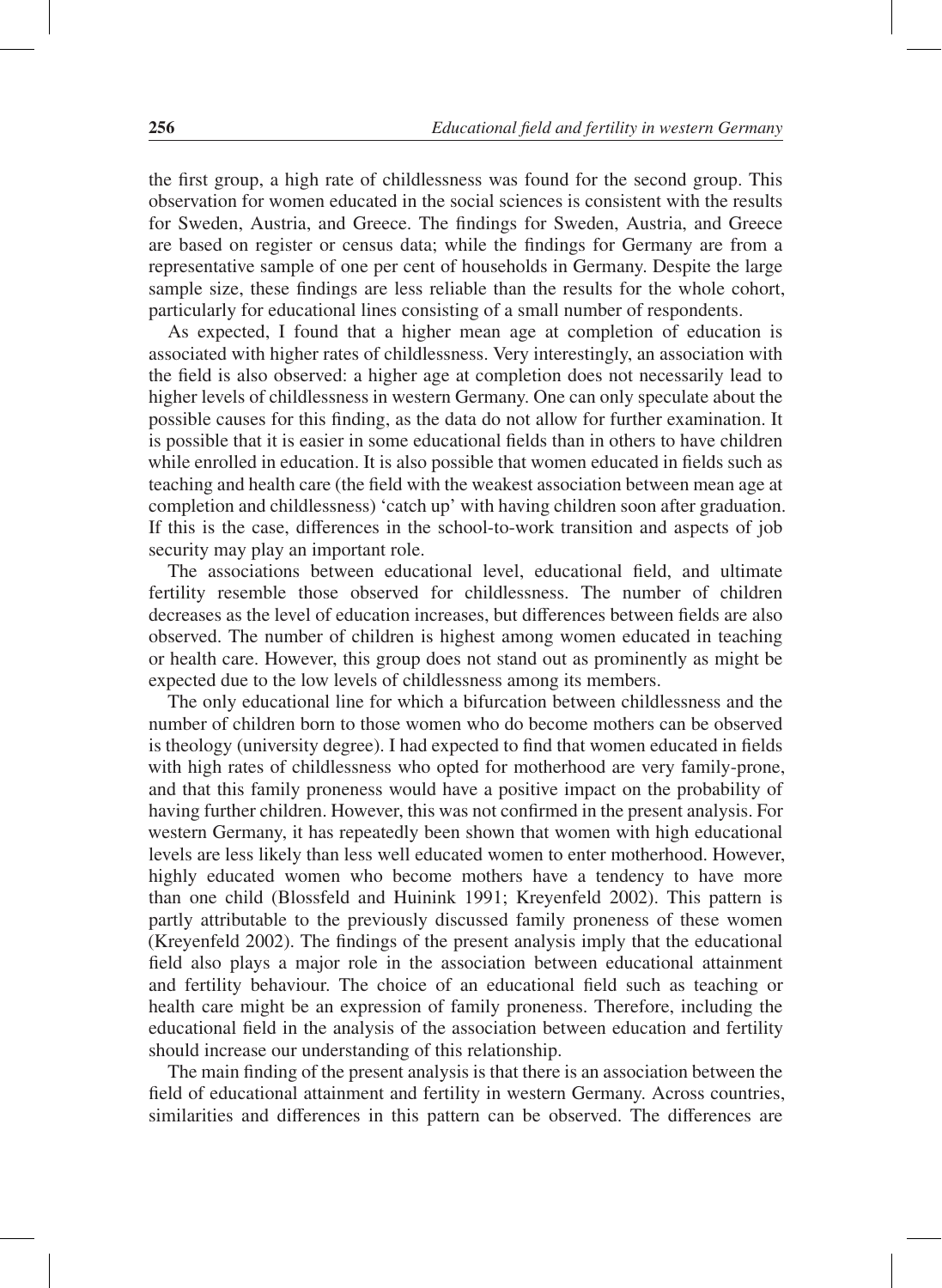the first group, a high rate of childlessness was found for the second group. This observation for women educated in the social sciences is consistent with the results for Sweden, Austria, and Greece. The findings for Sweden, Austria, and Greece are based on register or census data; while the findings for Germany are from a representative sample of one per cent of households in Germany. Despite the large sample size, these findings are less reliable than the results for the whole cohort, particularly for educational lines consisting of a small number of respondents.

As expected, I found that a higher mean age at completion of education is associated with higher rates of childlessness. Very interestingly, an association with the field is also observed: a higher age at completion does not necessarily lead to higher levels of childlessness in western Germany. One can only speculate about the possible causes for this finding, as the data do not allow for further examination. It is possible that it is easier in some educational fields than in others to have children while enrolled in education. It is also possible that women educated in fields such as teaching and health care (the field with the weakest association between mean age at completion and childlessness) 'catch up' with having children soon after graduation. If this is the case, differences in the school-to-work transition and aspects of job security may play an important role.

The associations between educational level, educational field, and ultimate fertility resemble those observed for childlessness. The number of children decreases as the level of education increases, but differences between fields are also observed. The number of children is highest among women educated in teaching or health care. However, this group does not stand out as prominently as might be expected due to the low levels of childlessness among its members.

The only educational line for which a bifurcation between childlessness and the number of children born to those women who do become mothers can be observed is theology (university degree). I had expected to find that women educated in fields with high rates of childlessness who opted for motherhood are very family-prone, and that this family proneness would have a positive impact on the probability of having further children. However, this was not confirmed in the present analysis. For western Germany, it has repeatedly been shown that women with high educational levels are less likely than less well educated women to enter motherhood. However, highly educated women who become mothers have a tendency to have more than one child (Blossfeld and Huinink 1991; Kreyenfeld 2002). This pattern is partly attributable to the previously discussed family proneness of these women (Kreyenfeld 2002). The findings of the present analysis imply that the educational field also plays a major role in the association between educational attainment and fertility behaviour. The choice of an educational field such as teaching or health care might be an expression of family proneness. Therefore, including the educational field in the analysis of the association between education and fertility should increase our understanding of this relationship.

The main finding of the present analysis is that there is an association between the field of educational attainment and fertility in western Germany. Across countries, similarities and differences in this pattern can be observed. The differences are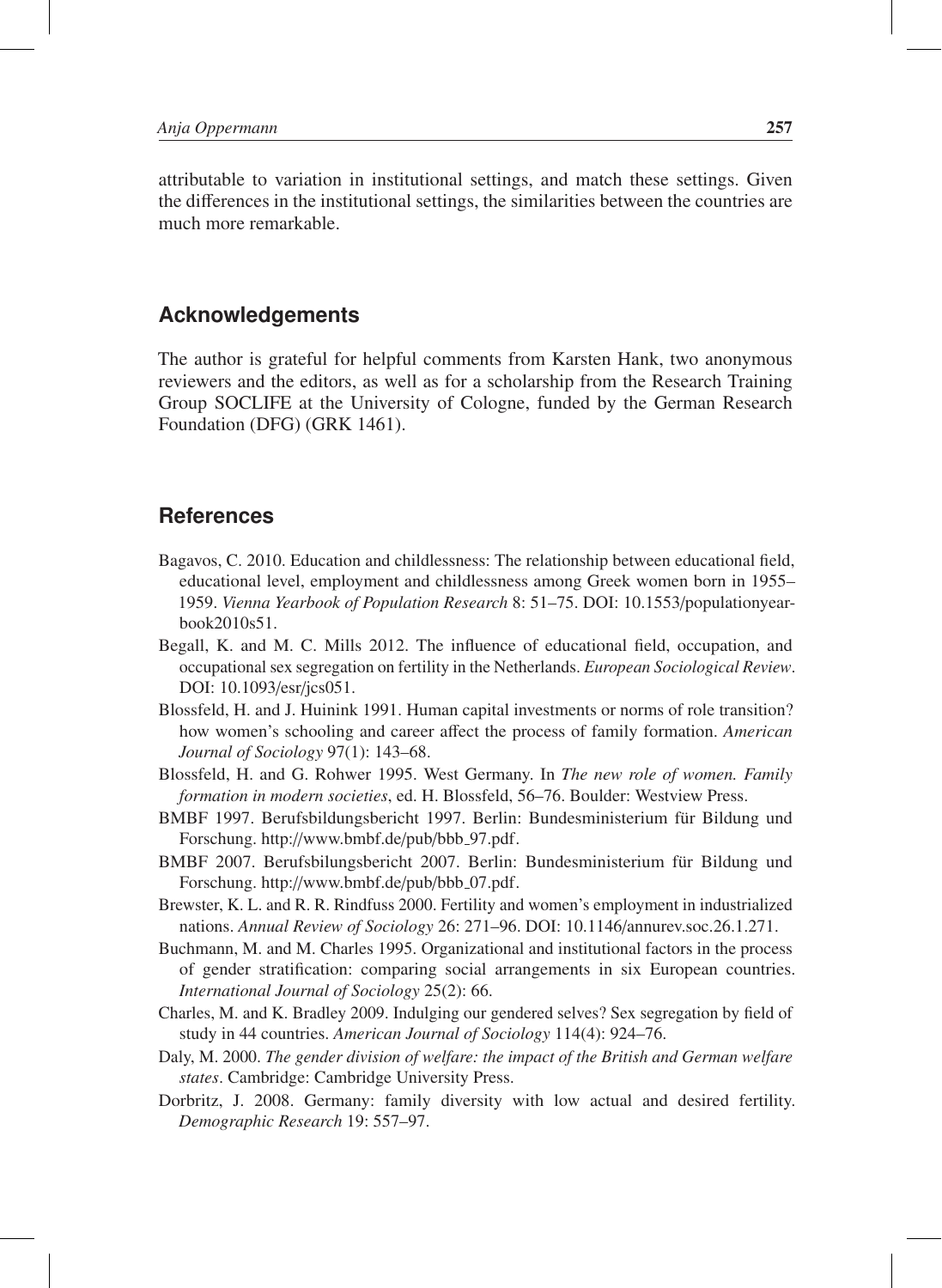attributable to variation in institutional settings, and match these settings. Given the differences in the institutional settings, the similarities between the countries are much more remarkable.

## Acknowledgements

The author is grateful for helpful comments from Karsten Hank, two anonymous reviewers and the editors, as well as for a scholarship from the Research Training Group SOCLIFE at the University of Cologne, funded by the German Research Foundation (DFG) (GRK 1461).

## References

Bagavos, C. 2010. Education and childlessness: The relationship between educational field, educational level, employment and childlessness among Greek women born in 1955–1959. *Vienna Yearbook of Population Research* 8: 51–75. DOI: 10.1553/populationyearbook2010s51.

Begall, K. and M. C. Mills 2012. The influence of educational field, occupation, and occupational sex segregation on fertility in the Netherlands. *European Sociological Review*. DOI: 10.1093/esr/jcs051.

Blossfeld, H. and J. Huinink 1991. Human capital investments or norms of role transition? how women's schooling and career affect the process of family formation. *American Journal of Sociology* 97(1): 143–68.

Blossfeld, H. and G. Rohwer 1995. West Germany. In *The new role of women. Family formation in modern societies*, ed. H. Blossfeld, 56–76. Boulder: Westview Press.

BMBF 1997. Berufsbildungsbericht 1997. Berlin: Bundesministerium für Bildung und Forschung. http://www.bmbf.de/pub/bbb_97.pdf.

BMBF 2007. Berufsbilungsbericht 2007. Berlin: Bundesministerium für Bildung und Forschung. http://www.bmbf.de/pub/bbb_07.pdf.

Brewster, K. L. and R. R. Rindfuss 2000. Fertility and women's employment in industrialized nations. *Annual Review of Sociology* 26: 271–96. DOI: 10.1146/annurev.soc.26.1.271.

Buchmann, M. and M. Charles 1995. Organizational and institutional factors in the process of gender stratification: comparing social arrangements in six European countries. *International Journal of Sociology* 25(2): 66.

Charles, M. and K. Bradley 2009. Indulging our gendered selves? Sex segregation by field of study in 44 countries. *American Journal of Sociology* 114(4): 924–76.

Daly, M. 2000. *The gender division of welfare: the impact of the British and German welfare states*. Cambridge: Cambridge University Press.

Dorbritz, J. 2008. Germany: family diversity with low actual and desired fertility. *Demographic Research* 19: 557–97.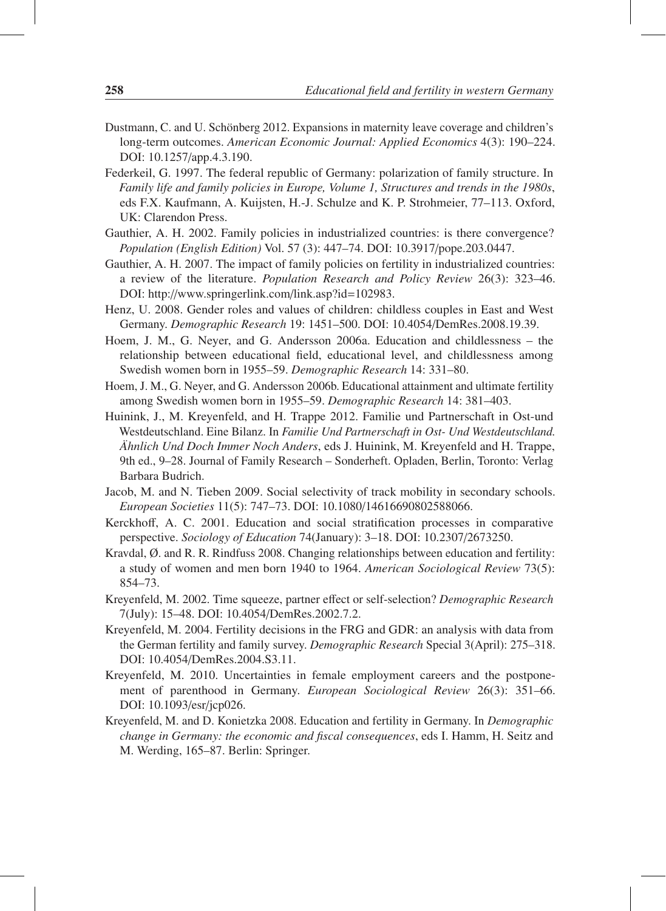Dustmann, C. and U. Schönberg 2012. Expansions in maternity leave coverage and children's long-term outcomes. *American Economic Journal: Applied Economics* 4(3): 190–224. DOI: 10.1257/app.4.3.190.

Federkeil, G. 1997. The federal republic of Germany: polarization of family structure. In *Family life and family policies in Europe, Volume 1, Structures and trends in the 1980s*, eds F.X. Kaufmann, A. Kuijsten, H.-J. Schulze and K. P. Strohmeier, 77–113. Oxford, UK: Clarendon Press.

Gauthier, A. H. 2002. Family policies in industrialized countries: is there convergence? *Population (English Edition)* Vol. 57 (3): 447–74. DOI: 10.3917/pope.203.0447.

Gauthier, A. H. 2007. The impact of family policies on fertility in industrialized countries: a review of the literature. *Population Research and Policy Review* 26(3): 323–46. DOI: http://www.springerlink.com/link.asp?id=102983.

Henz, U. 2008. Gender roles and values of children: childless couples in East and West Germany. *Demographic Research* 19: 1451–500. DOI: 10.4054/DemRes.2008.19.39.

Hoem, J. M., G. Neyer, and G. Andersson 2006a. Education and childlessness – the relationship between educational field, educational level, and childlessness among Swedish women born in 1955–59. *Demographic Research* 14: 331–80.

Hoem, J. M., G. Neyer, and G. Andersson 2006b. Educational attainment and ultimate fertility among Swedish women born in 1955–59. *Demographic Research* 14: 381–403.

Huinink, J., M. Kreyenfeld, and H. Trappe 2012. Familie und Partnerschaft in Ost-und Westdeutschland. Eine Bilanz. In *Familie Und Partnerschaft in Ost- Und Westdeutschland. Ähnlich Und Doch Immer Noch Anders*, eds J. Huinink, M. Kreyenfeld and H. Trappe, 9th ed., 9–28. Journal of Family Research – Sonderheft. Opladen, Berlin, Toronto: Verlag Barbara Budrich.

Jacob, M. and N. Tieben 2009. Social selectivity of track mobility in secondary schools. *European Societies* 11(5): 747–73. DOI: 10.1080/14616690802588066.

Kerckhoff, A. C. 2001. Education and social stratification processes in comparative perspective. *Sociology of Education* 74(January): 3–18. DOI: 10.2307/2673250.

Kravdal, Ø. and R. R. Rindfuss 2008. Changing relationships between education and fertility: a study of women and men born 1940 to 1964. *American Sociological Review* 73(5): 854–73.

Kreyenfeld, M. 2002. Time squeeze, partner effect or self-selection? *Demographic Research* 7(July): 15–48. DOI: 10.4054/DemRes.2002.7.2.

Kreyenfeld, M. 2004. Fertility decisions in the FRG and GDR: an analysis with data from the German fertility and family survey. *Demographic Research* Special 3(April): 275–318. DOI: 10.4054/DemRes.2004.S3.11.

Kreyenfeld, M. 2010. Uncertainties in female employment careers and the postponement of parenthood in Germany. *European Sociological Review* 26(3): 351–66. DOI: 10.1093/esr/jcp026.

Kreyenfeld, M. and D. Konietzka 2008. Education and fertility in Germany. In *Demographic change in Germany: the economic and fiscal consequences*, eds I. Hamm, H. Seitz and M. Werding, 165–87. Berlin: Springer.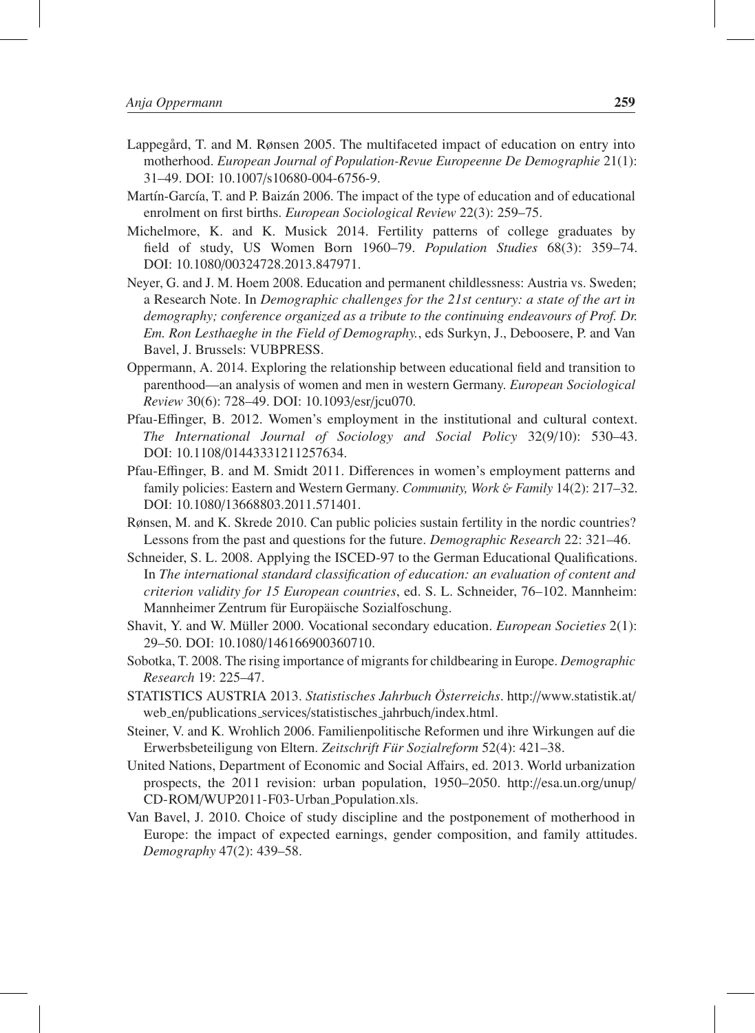Lappegård, T. and M. Rønsen 2005. The multifaceted impact of education on entry into motherhood. *European Journal of Population-Revue Europeenne De Demographie* 21(1): 31–49. DOI: 10.1007/s10680-004-6756-9.

Martín-García, T. and P. Baizán 2006. The impact of the type of education and of educational enrolment on first births. *European Sociological Review* 22(3): 259–75.

Michelmore, K. and K. Musick 2014. Fertility patterns of college graduates by field of study, US Women Born 1960–79. *Population Studies* 68(3): 359–74. DOI: 10.1080/00324728.2013.847971.

Neyer, G. and J. M. Hoem 2008. Education and permanent childlessness: Austria vs. Sweden; a Research Note. In *Demographic challenges for the 21st century: a state of the art in demography; conference organized as a tribute to the continuing endeavours of Prof. Dr. Em. Ron Lesthaeghe in the Field of Demography.*, eds Surkyn, J., Deboosere, P. and Van Bavel, J. Brussels: VUBPRESS.

Oppermann, A. 2014. Exploring the relationship between educational field and transition to parenthood—an analysis of women and men in western Germany. *European Sociological Review* 30(6): 728–49. DOI: 10.1093/esr/jcu070.

Pfau-Effinger, B. 2012. Women's employment in the institutional and cultural context. *The International Journal of Sociology and Social Policy* 32(9/10): 530–43. DOI: 10.1108/01443331211257634.

Pfau-Effinger, B. and M. Smidt 2011. Differences in women's employment patterns and family policies: Eastern and Western Germany. *Community, Work & Family* 14(2): 217–32. DOI: 10.1080/13668803.2011.571401.

Rønsen, M. and K. Skrede 2010. Can public policies sustain fertility in the nordic countries? Lessons from the past and questions for the future. *Demographic Research* 22: 321–46.

Schneider, S. L. 2008. Applying the ISCED-97 to the German Educational Qualifications. In *The international standard classification of education: an evaluation of content and criterion validity for 15 European countries*, ed. S. L. Schneider, 76–102. Mannheim: Mannheimer Zentrum für Europäische Sozialfoschung.

Shavit, Y. and W. Müller 2000. Vocational secondary education. *European Societies* 2(1): 29–50. DOI: 10.1080/146166900360710.

Sobotka, T. 2008. The rising importance of migrants for childbearing in Europe. *Demographic Research* 19: 225–47.

STATISTICS AUSTRIA 2013. *Statistisches Jahrbuch Österreichs*. http://www.statistik.at/web_en/publications_services/statistisches_jahrbuch/index.html.

Steiner, V. and K. Wrohlich 2006. Familienpolitische Reformen und ihre Wirkungen auf die Erwerbsbeteiligung von Eltern. *Zeitschrift Für Sozialreform* 52(4): 421–38.

United Nations, Department of Economic and Social Affairs, ed. 2013. World urbanization prospects, the 2011 revision: urban population, 1950–2050. http://esa.un.org/unup/CD-ROM/WUP2011-F03-Urban_Population.xls.

Van Bavel, J. 2010. Choice of study discipline and the postponement of motherhood in Europe: the impact of expected earnings, gender composition, and family attitudes. *Demography* 47(2): 439–58.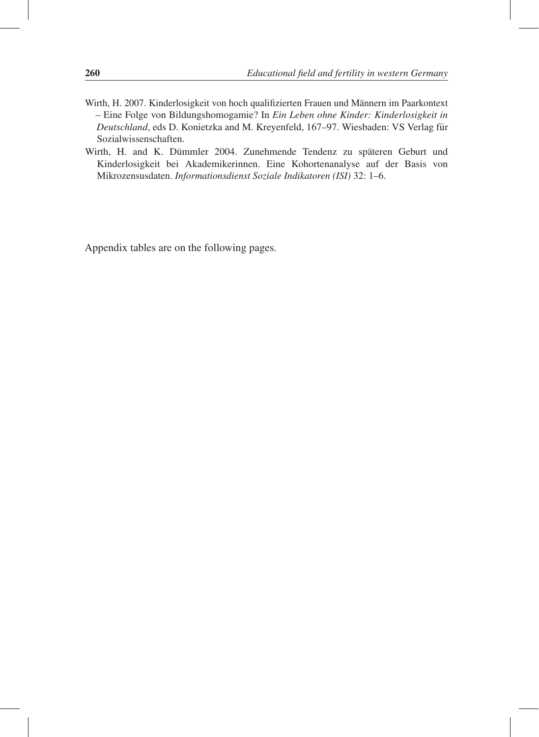Wirth, H. 2007. Kinderlosigkeit von hoch qualifizierten Frauen und Männern im Paarkontext – Eine Folge von Bildungshomogamie? In *Ein Leben ohne Kinder: Kinderlosigkeit in Deutschland*, eds D. Konietzka and M. Kreyenfeld, 167–97. Wiesbaden: VS Verlag für Sozialwissenschaften.

Wirth, H. and K. Dümmler 2004. Zunehmende Tendenz zu späteren Geburt und Kinderlosigkeit bei Akademikerinnen. Eine Kohortenanalyse auf der Basis von Mikrozensusdaten. *Informationsdienst Soziale Indikatoren (ISI)* 32: 1–6.

Appendix tables are on the following pages.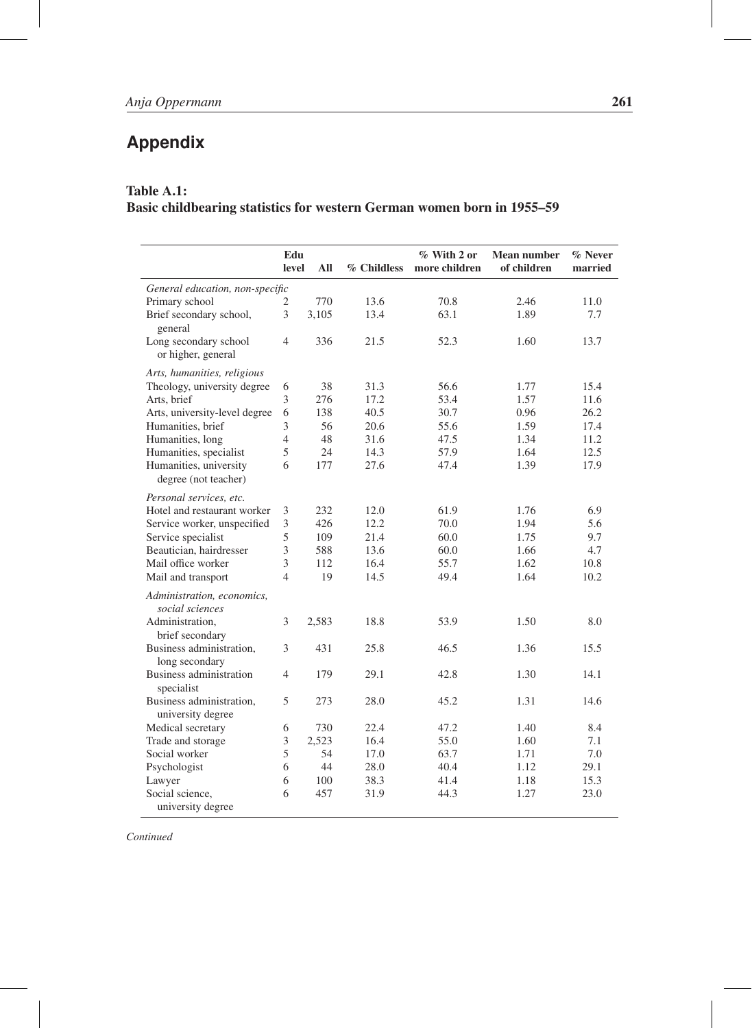# Appendix

**Table A.1:**
**Basic childbearing statistics for western German women born in 1955–59**

| | Edu level | All | % Childless | % With 2 or more children | Mean number of children | % Never married |
|---|---|---|---|---|---|---|
| *General education, non-specific* | | | | | | |
| Primary school | 2 | 770 | 13.6 | 70.8 | 2.46 | 11.0 |
| Brief secondary school, general | 3 | 3,105 | 13.4 | 63.1 | 1.89 | 7.7 |
| Long secondary school or higher, general | 4 | 336 | 21.5 | 52.3 | 1.60 | 13.7 |
| *Arts, humanities, religious* | | | | | | |
| Theology, university degree | 6 | 38 | 31.3 | 56.6 | 1.77 | 15.4 |
| Arts, brief | 3 | 276 | 17.2 | 53.4 | 1.57 | 11.6 |
| Arts, university-level degree | 6 | 138 | 40.5 | 30.7 | 0.96 | 26.2 |
| Humanities, brief | 3 | 56 | 20.6 | 55.6 | 1.59 | 17.4 |
| Humanities, long | 4 | 48 | 31.6 | 47.5 | 1.34 | 11.2 |
| Humanities, specialist | 5 | 24 | 14.3 | 57.9 | 1.64 | 12.5 |
| Humanities, university degree (not teacher) | 6 | 177 | 27.6 | 47.4 | 1.39 | 17.9 |
| *Personal services, etc.* | | | | | | |
| Hotel and restaurant worker | 3 | 232 | 12.0 | 61.9 | 1.76 | 6.9 |
| Service worker, unspecified | 3 | 426 | 12.2 | 70.0 | 1.94 | 5.6 |
| Service specialist | 5 | 109 | 21.4 | 60.0 | 1.75 | 9.7 |
| Beautician, hairdresser | 3 | 588 | 13.6 | 60.0 | 1.66 | 4.7 |
| Mail office worker | 3 | 112 | 16.4 | 55.7 | 1.62 | 10.8 |
| Mail and transport | 4 | 19 | 14.5 | 49.4 | 1.64 | 10.2 |
| *Administration, economics, social sciences* | | | | | | |
| Administration, brief secondary | 3 | 2,583 | 18.8 | 53.9 | 1.50 | 8.0 |
| Business administration, long secondary | 3 | 431 | 25.8 | 46.5 | 1.36 | 15.5 |
| Business administration specialist | 4 | 179 | 29.1 | 42.8 | 1.30 | 14.1 |
| Business administration, university degree | 5 | 273 | 28.0 | 45.2 | 1.31 | 14.6 |
| Medical secretary | 6 | 730 | 22.4 | 47.2 | 1.40 | 8.4 |
| Trade and storage | 3 | 2,523 | 16.4 | 55.0 | 1.60 | 7.1 |
| Social worker | 5 | 54 | 17.0 | 63.7 | 1.71 | 7.0 |
| Psychologist | 6 | 44 | 28.0 | 40.4 | 1.12 | 29.1 |
| Lawyer | 6 | 100 | 38.3 | 41.4 | 1.18 | 15.3 |
| Social science, university degree | 6 | 457 | 31.9 | 44.3 | 1.27 | 23.0 |

*Continued*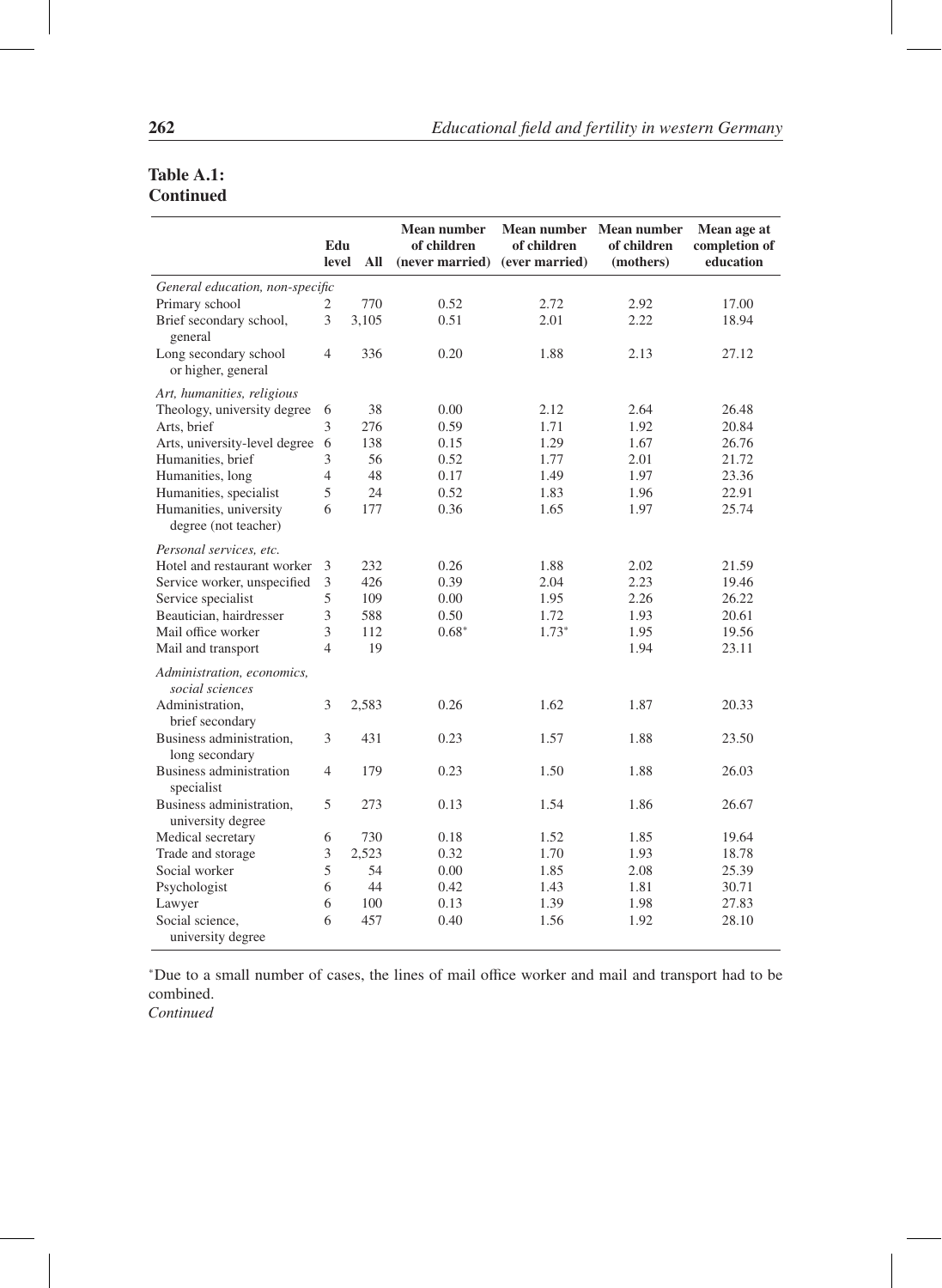**Table A.1:**
**Continued**

| | Edu level | All | Mean number of children (never married) | Mean number of children (ever married) | Mean number of children (mothers) | Mean age at completion of education |
|---|---|---|---|---|---|---|
| *General education, non-specific* | | | | | | |
| Primary school | 2 | 770 | 0.52 | 2.72 | 2.92 | 17.00 |
| Brief secondary school, general | 3 | 3,105 | 0.51 | 2.01 | 2.22 | 18.94 |
| Long secondary school or higher, general | 4 | 336 | 0.20 | 1.88 | 2.13 | 27.12 |
| *Art, humanities, religious* | | | | | | |
| Theology, university degree | 6 | 38 | 0.00 | 2.12 | 2.64 | 26.48 |
| Arts, brief | 3 | 276 | 0.59 | 1.71 | 1.92 | 20.84 |
| Arts, university-level degree | 6 | 138 | 0.15 | 1.29 | 1.67 | 26.76 |
| Humanities, brief | 3 | 56 | 0.52 | 1.77 | 2.01 | 21.72 |
| Humanities, long | 4 | 48 | 0.17 | 1.49 | 1.97 | 23.36 |
| Humanities, specialist | 5 | 24 | 0.52 | 1.83 | 1.96 | 22.91 |
| Humanities, university degree (not teacher) | 6 | 177 | 0.36 | 1.65 | 1.97 | 25.74 |
| *Personal services, etc.* | | | | | | |
| Hotel and restaurant worker | 3 | 232 | 0.26 | 1.88 | 2.02 | 21.59 |
| Service worker, unspecified | 3 | 426 | 0.39 | 2.04 | 2.23 | 19.46 |
| Service specialist | 5 | 109 | 0.00 | 1.95 | 2.26 | 26.22 |
| Beautician, hairdresser | 3 | 588 | 0.50 | 1.72 | 1.93 | 20.61 |
| Mail office worker | 3 | 112 | 0.68* | 1.73* | 1.95 | 19.56 |
| Mail and transport | 4 | 19 | | | 1.94 | 23.11 |
| *Administration, economics, social sciences* | | | | | | |
| Administration, brief secondary | 3 | 2,583 | 0.26 | 1.62 | 1.87 | 20.33 |
| Business administration, long secondary | 3 | 431 | 0.23 | 1.57 | 1.88 | 23.50 |
| Business administration specialist | 4 | 179 | 0.23 | 1.50 | 1.88 | 26.03 |
| Business administration, university degree | 5 | 273 | 0.13 | 1.54 | 1.86 | 26.67 |
| Medical secretary | 6 | 730 | 0.18 | 1.52 | 1.85 | 19.64 |
| Trade and storage | 3 | 2,523 | 0.32 | 1.70 | 1.93 | 18.78 |
| Social worker | 5 | 54 | 0.00 | 1.85 | 2.08 | 25.39 |
| Psychologist | 6 | 44 | 0.42 | 1.43 | 1.81 | 30.71 |
| Lawyer | 6 | 100 | 0.13 | 1.39 | 1.98 | 27.83 |
| Social science, university degree | 6 | 457 | 0.40 | 1.56 | 1.92 | 28.10 |

*Due to a small number of cases, the lines of mail office worker and mail and transport had to be combined.

*Continued*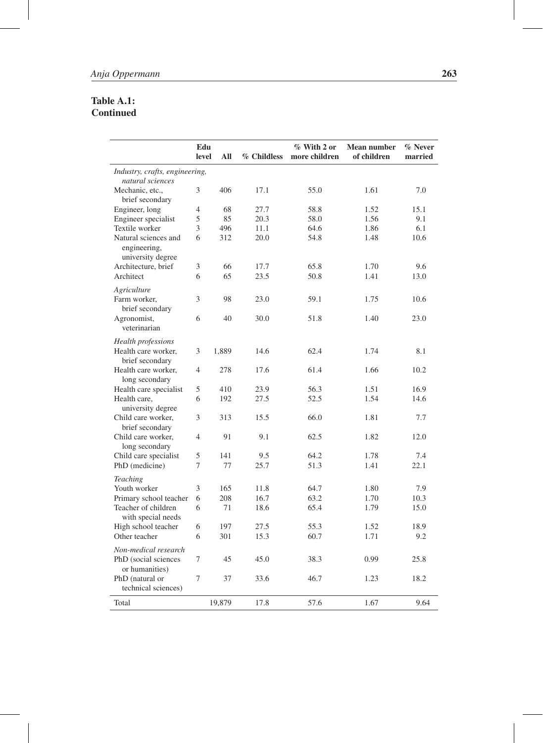**Table A.1: Continued**

| | Edu level | All | % Childless | % With 2 or more children | Mean number of children | % Never married |
|---|---|---|---|---|---|---|
| *Industry, crafts, engineering, natural sciences* | | | | | | |
| Mechanic, etc., brief secondary | 3 | 406 | 17.1 | 55.0 | 1.61 | 7.0 |
| Engineer, long | 4 | 68 | 27.7 | 58.8 | 1.52 | 15.1 |
| Engineer specialist | 5 | 85 | 20.3 | 58.0 | 1.56 | 9.1 |
| Textile worker | 3 | 496 | 11.1 | 64.6 | 1.86 | 6.1 |
| Natural sciences and engineering, university degree | 6 | 312 | 20.0 | 54.8 | 1.48 | 10.6 |
| Architecture, brief | 3 | 66 | 17.7 | 65.8 | 1.70 | 9.6 |
| Architect | 6 | 65 | 23.5 | 50.8 | 1.41 | 13.0 |
| *Agriculture* | | | | | | |
| Farm worker, brief secondary | 3 | 98 | 23.0 | 59.1 | 1.75 | 10.6 |
| Agronomist, veterinarian | 6 | 40 | 30.0 | 51.8 | 1.40 | 23.0 |
| *Health professions* | | | | | | |
| Health care worker, brief secondary | 3 | 1,889 | 14.6 | 62.4 | 1.74 | 8.1 |
| Health care worker, long secondary | 4 | 278 | 17.6 | 61.4 | 1.66 | 10.2 |
| Health care specialist | 5 | 410 | 23.9 | 56.3 | 1.51 | 16.9 |
| Health care, university degree | 6 | 192 | 27.5 | 52.5 | 1.54 | 14.6 |
| Child care worker, brief secondary | 3 | 313 | 15.5 | 66.0 | 1.81 | 7.7 |
| Child care worker, long secondary | 4 | 91 | 9.1 | 62.5 | 1.82 | 12.0 |
| Child care specialist | 5 | 141 | 9.5 | 64.2 | 1.78 | 7.4 |
| PhD (medicine) | 7 | 77 | 25.7 | 51.3 | 1.41 | 22.1 |
| *Teaching* | | | | | | |
| Youth worker | 3 | 165 | 11.8 | 64.7 | 1.80 | 7.9 |
| Primary school teacher | 6 | 208 | 16.7 | 63.2 | 1.70 | 10.3 |
| Teacher of children with special needs | 6 | 71 | 18.6 | 65.4 | 1.79 | 15.0 |
| High school teacher | 6 | 197 | 27.5 | 55.3 | 1.52 | 18.9 |
| Other teacher | 6 | 301 | 15.3 | 60.7 | 1.71 | 9.2 |
| *Non-medical research* | | | | | | |
| PhD (social sciences or humanities) | 7 | 45 | 45.0 | 38.3 | 0.99 | 25.8 |
| PhD (natural or technical sciences) | 7 | 37 | 33.6 | 46.7 | 1.23 | 18.2 |
| Total | | 19,879 | 17.8 | 57.6 | 1.67 | 9.64 |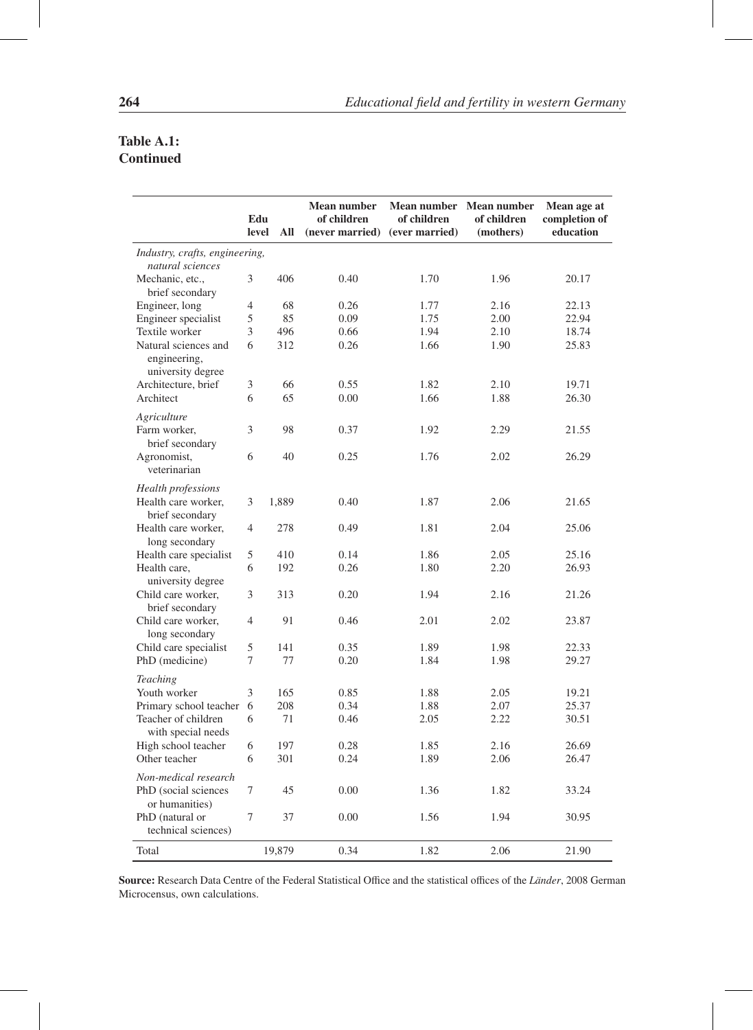**Table A.1: Continued**

| | Edu level | All | Mean number of children (never married) | Mean number of children (ever married) | Mean number of children (mothers) | Mean age at completion of education |
|---|---|---|---|---|---|---|
| *Industry, crafts, engineering, natural sciences* | | | | | | |
| Mechanic, etc., brief secondary | 3 | 406 | 0.40 | 1.70 | 1.96 | 20.17 |
| Engineer, long | 4 | 68 | 0.26 | 1.77 | 2.16 | 22.13 |
| Engineer specialist | 5 | 85 | 0.09 | 1.75 | 2.00 | 22.94 |
| Textile worker | 3 | 496 | 0.66 | 1.94 | 2.10 | 18.74 |
| Natural sciences and engineering, university degree | 6 | 312 | 0.26 | 1.66 | 1.90 | 25.83 |
| Architecture, brief | 3 | 66 | 0.55 | 1.82 | 2.10 | 19.71 |
| Architect | 6 | 65 | 0.00 | 1.66 | 1.88 | 26.30 |
| *Agriculture* | | | | | | |
| Farm worker, brief secondary | 3 | 98 | 0.37 | 1.92 | 2.29 | 21.55 |
| Agronomist, veterinarian | 6 | 40 | 0.25 | 1.76 | 2.02 | 26.29 |
| *Health professions* | | | | | | |
| Health care worker, brief secondary | 3 | 1,889 | 0.40 | 1.87 | 2.06 | 21.65 |
| Health care worker, long secondary | 4 | 278 | 0.49 | 1.81 | 2.04 | 25.06 |
| Health care specialist | 5 | 410 | 0.14 | 1.86 | 2.05 | 25.16 |
| Health care, university degree | 6 | 192 | 0.26 | 1.80 | 2.20 | 26.93 |
| Child care worker, brief secondary | 3 | 313 | 0.20 | 1.94 | 2.16 | 21.26 |
| Child care worker, long secondary | 4 | 91 | 0.46 | 2.01 | 2.02 | 23.87 |
| Child care specialist | 5 | 141 | 0.35 | 1.89 | 1.98 | 22.33 |
| PhD (medicine) | 7 | 77 | 0.20 | 1.84 | 1.98 | 29.27 |
| *Teaching* | | | | | | |
| Youth worker | 3 | 165 | 0.85 | 1.88 | 2.05 | 19.21 |
| Primary school teacher | 6 | 208 | 0.34 | 1.88 | 2.07 | 25.37 |
| Teacher of children with special needs | 6 | 71 | 0.46 | 2.05 | 2.22 | 30.51 |
| High school teacher | 6 | 197 | 0.28 | 1.85 | 2.16 | 26.69 |
| Other teacher | 6 | 301 | 0.24 | 1.89 | 2.06 | 26.47 |
| *Non-medical research* | | | | | | |
| PhD (social sciences or humanities) | 7 | 45 | 0.00 | 1.36 | 1.82 | 33.24 |
| PhD (natural or technical sciences) | 7 | 37 | 0.00 | 1.56 | 1.94 | 30.95 |
| Total | | 19,879 | 0.34 | 1.82 | 2.06 | 21.90 |

**Source:** Research Data Centre of the Federal Statistical Office and the statistical offices of the *Länder*, 2008 German Microcensus, own calculations.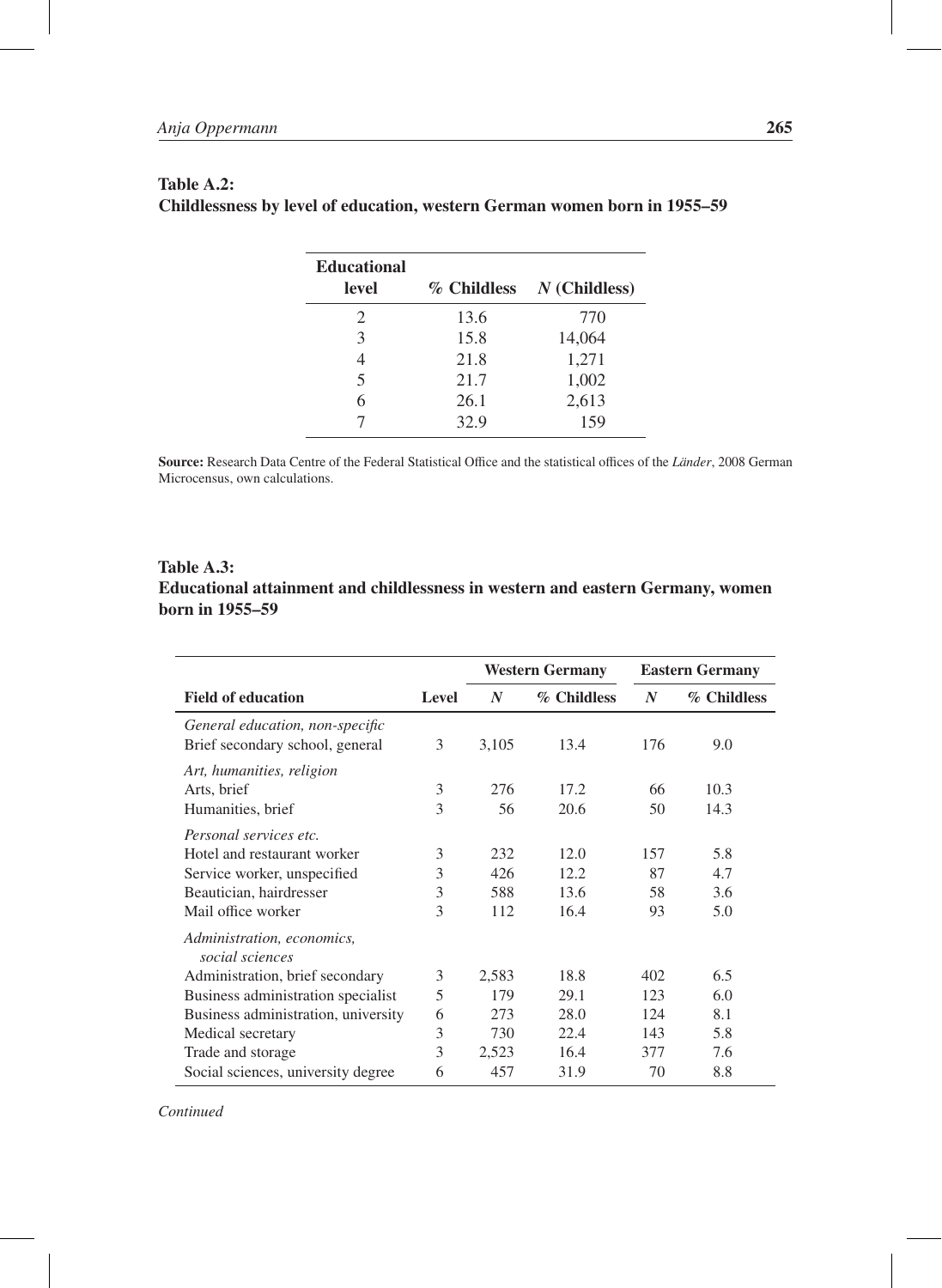**Table A.2:**
**Childlessness by level of education, western German women born in 1955–59**

| Educational level | % Childless | *N* (Childless) |
|---|---|---|
| 2 | 13.6 | 770 |
| 3 | 15.8 | 14,064 |
| 4 | 21.8 | 1,271 |
| 5 | 21.7 | 1,002 |
| 6 | 26.1 | 2,613 |
| 7 | 32.9 | 159 |

**Source:** Research Data Centre of the Federal Statistical Office and the statistical offices of the *Länder*, 2008 German Microcensus, own calculations.

**Table A.3:**
**Educational attainment and childlessness in western and eastern Germany, women born in 1955–59**

| | | Western Germany | | Eastern Germany | |
|---|---|---|---|---|---|
| **Field of education** | **Level** | ***N*** | **% Childless** | ***N*** | **% Childless** |
| *General education, non-specific* | | | | | |
| Brief secondary school, general | 3 | 3,105 | 13.4 | 176 | 9.0 |
| *Art, humanities, religion* | | | | | |
| Arts, brief | 3 | 276 | 17.2 | 66 | 10.3 |
| Humanities, brief | 3 | 56 | 20.6 | 50 | 14.3 |
| *Personal services etc.* | | | | | |
| Hotel and restaurant worker | 3 | 232 | 12.0 | 157 | 5.8 |
| Service worker, unspecified | 3 | 426 | 12.2 | 87 | 4.7 |
| Beautician, hairdresser | 3 | 588 | 13.6 | 58 | 3.6 |
| Mail office worker | 3 | 112 | 16.4 | 93 | 5.0 |
| *Administration, economics, social sciences* | | | | | |
| Administration, brief secondary | 3 | 2,583 | 18.8 | 402 | 6.5 |
| Business administration specialist | 5 | 179 | 29.1 | 123 | 6.0 |
| Business administration, university | 6 | 273 | 28.0 | 124 | 8.1 |
| Medical secretary | 3 | 730 | 22.4 | 143 | 5.8 |
| Trade and storage | 3 | 2,523 | 16.4 | 377 | 7.6 |
| Social sciences, university degree | 6 | 457 | 31.9 | 70 | 8.8 |

*Continued*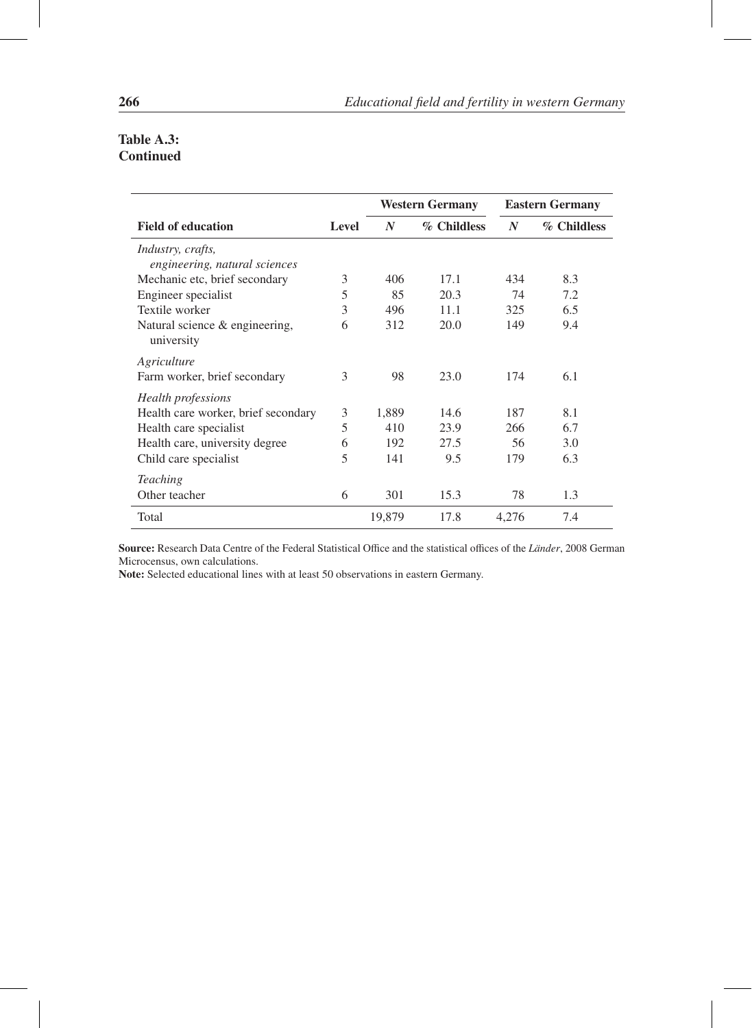**Table A.3:**
**Continued**

| | | Western Germany | | Eastern Germany | |
|---|---|---|---|---|---|
| **Field of education** | **Level** | ***N*** | **% Childless** | ***N*** | **% Childless** |
| *Industry, crafts, engineering, natural sciences* | | | | | |
| Mechanic etc, brief secondary | 3 | 406 | 17.1 | 434 | 8.3 |
| Engineer specialist | 5 | 85 | 20.3 | 74 | 7.2 |
| Textile worker | 3 | 496 | 11.1 | 325 | 6.5 |
| Natural science & engineering, university | 6 | 312 | 20.0 | 149 | 9.4 |
| *Agriculture* | | | | | |
| Farm worker, brief secondary | 3 | 98 | 23.0 | 174 | 6.1 |
| *Health professions* | | | | | |
| Health care worker, brief secondary | 3 | 1,889 | 14.6 | 187 | 8.1 |
| Health care specialist | 5 | 410 | 23.9 | 266 | 6.7 |
| Health care, university degree | 6 | 192 | 27.5 | 56 | 3.0 |
| Child care specialist | 5 | 141 | 9.5 | 179 | 6.3 |
| *Teaching* | | | | | |
| Other teacher | 6 | 301 | 15.3 | 78 | 1.3 |
| Total | | 19,879 | 17.8 | 4,276 | 7.4 |

**Source:** Research Data Centre of the Federal Statistical Office and the statistical offices of the *Länder*, 2008 German Microcensus, own calculations.
**Note:** Selected educational lines with at least 50 observations in eastern Germany.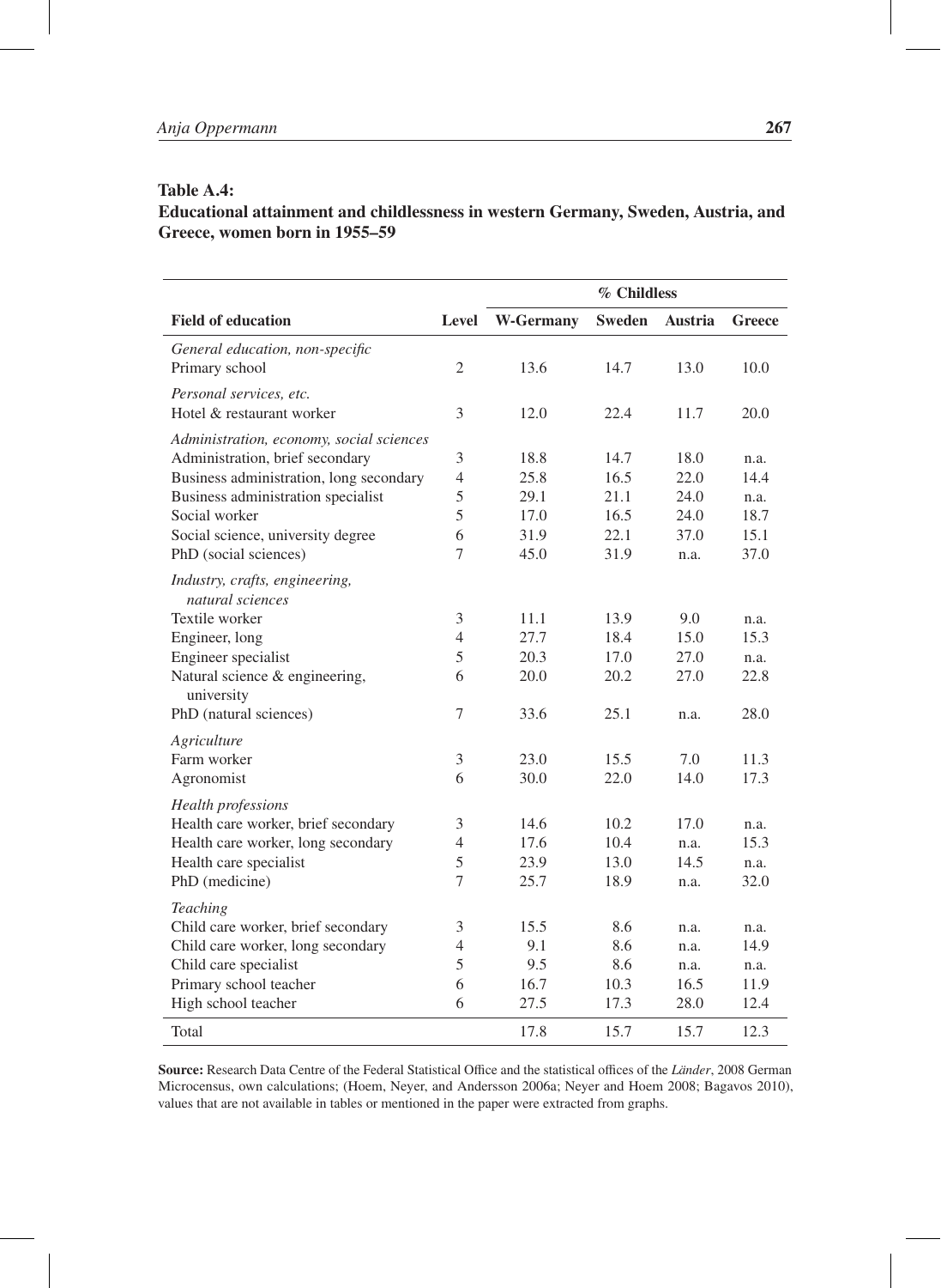**Table A.4:**
**Educational attainment and childlessness in western Germany, Sweden, Austria, and Greece, women born in 1955–59**

| | | % Childless | | | |
|---|---|---|---|---|---|
| **Field of education** | **Level** | **W-Germany** | **Sweden** | **Austria** | **Greece** |
| *General education, non-specific* | | | | | |
| Primary school | 2 | 13.6 | 14.7 | 13.0 | 10.0 |
| *Personal services, etc.* | | | | | |
| Hotel & restaurant worker | 3 | 12.0 | 22.4 | 11.7 | 20.0 |
| *Administration, economy, social sciences* | | | | | |
| Administration, brief secondary | 3 | 18.8 | 14.7 | 18.0 | n.a. |
| Business administration, long secondary | 4 | 25.8 | 16.5 | 22.0 | 14.4 |
| Business administration specialist | 5 | 29.1 | 21.1 | 24.0 | n.a. |
| Social worker | 5 | 17.0 | 16.5 | 24.0 | 18.7 |
| Social science, university degree | 6 | 31.9 | 22.1 | 37.0 | 15.1 |
| PhD (social sciences) | 7 | 45.0 | 31.9 | n.a. | 37.0 |
| *Industry, crafts, engineering, natural sciences* | | | | | |
| Textile worker | 3 | 11.1 | 13.9 | 9.0 | n.a. |
| Engineer, long | 4 | 27.7 | 18.4 | 15.0 | 15.3 |
| Engineer specialist | 5 | 20.3 | 17.0 | 27.0 | n.a. |
| Natural science & engineering, university | 6 | 20.0 | 20.2 | 27.0 | 22.8 |
| PhD (natural sciences) | 7 | 33.6 | 25.1 | n.a. | 28.0 |
| *Agriculture* | | | | | |
| Farm worker | 3 | 23.0 | 15.5 | 7.0 | 11.3 |
| Agronomist | 6 | 30.0 | 22.0 | 14.0 | 17.3 |
| *Health professions* | | | | | |
| Health care worker, brief secondary | 3 | 14.6 | 10.2 | 17.0 | n.a. |
| Health care worker, long secondary | 4 | 17.6 | 10.4 | n.a. | 15.3 |
| Health care specialist | 5 | 23.9 | 13.0 | 14.5 | n.a. |
| PhD (medicine) | 7 | 25.7 | 18.9 | n.a. | 32.0 |
| *Teaching* | | | | | |
| Child care worker, brief secondary | 3 | 15.5 | 8.6 | n.a. | n.a. |
| Child care worker, long secondary | 4 | 9.1 | 8.6 | n.a. | 14.9 |
| Child care specialist | 5 | 9.5 | 8.6 | n.a. | n.a. |
| Primary school teacher | 6 | 16.7 | 10.3 | 16.5 | 11.9 |
| High school teacher | 6 | 27.5 | 17.3 | 28.0 | 12.4 |
| Total | | 17.8 | 15.7 | 15.7 | 12.3 |

**Source:** Research Data Centre of the Federal Statistical Office and the statistical offices of the *Länder*, 2008 German Microcensus, own calculations; (Hoem, Neyer, and Andersson 2006a; Neyer and Hoem 2008; Bagavos 2010), values that are not available in tables or mentioned in the paper were extracted from graphs.